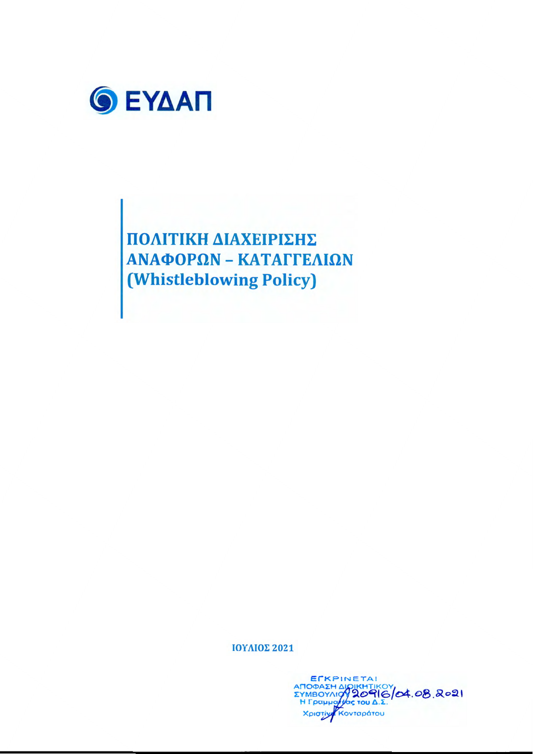ΕΥΔΑΠ

# ΠΟΛΙΤΙΚΗ ΔΙΑΧΕΙΡΙΣΗΣ ΑΝΑΦΟΡΩΝ – ΚΑΤΑΓΓΕΛΙΩΝ (Whistleblowing Policy)

**ΙΟΥΛΙΟΣ 2021**

ΕΓΚΡΙΝΕΤΑΙ
ΑΠΟΦΑΣΗ ΔΙΟΙΚΗΤΙΚΟΥ ΣΥΜΒΟΥΛΙΟΥ 20916/04.08.2021
Η Γραμματέας του Δ.Σ.
Χριστίνα Κονταράτου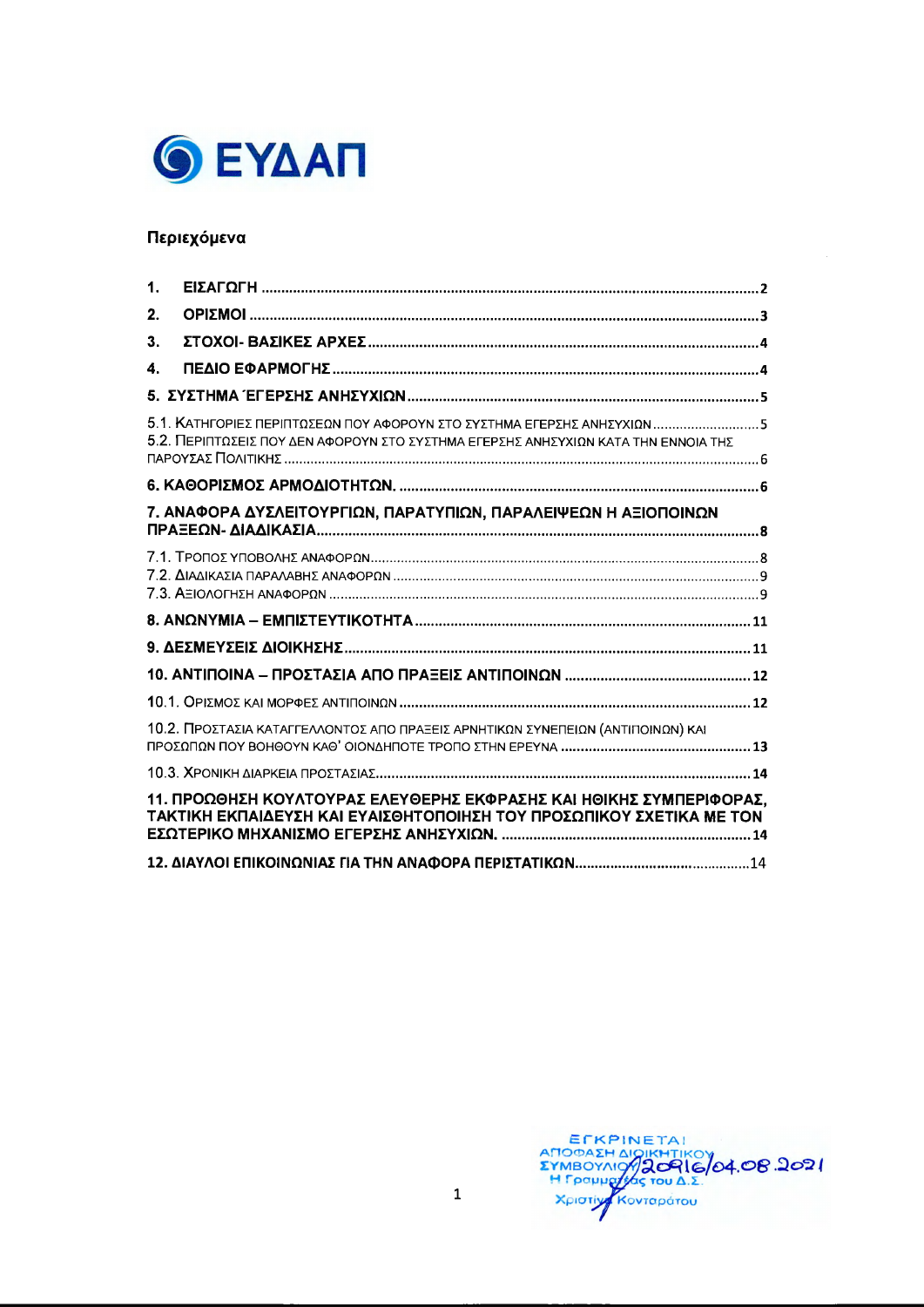ΕΥΔΑΠ

## Περιεχόμενα

| | |
|---|---|
| 1. ΕΙΣΑΓΩΓΗ | 2 |
| 2. ΟΡΙΣΜΟΙ | 3 |
| 3. ΣΤΟΧΟΙ- ΒΑΣΙΚΕΣ ΑΡΧΕΣ | 4 |
| 4. ΠΕΔΙΟ ΕΦΑΡΜΟΓΗΣ | 4 |
| 5. ΣΥΣΤΗΜΑ ΈΓΕΡΣΗΣ ΑΝΗΣΥΧΙΩΝ | 5 |
| 5.1. ΚΑΤΗΓΟΡΙΕΣ ΠΕΡΙΠΤΩΣΕΩΝ ΠΟΥ ΑΦΟΡΟΥΝ ΣΤΟ ΣΥΣΤΗΜΑ ΕΓΕΡΣΗΣ ΑΝΗΣΥΧΙΩΝ | 5 |
| 5.2. ΠΕΡΙΠΤΩΣΕΙΣ ΠΟΥ ΔΕΝ ΑΦΟΡΟΥΝ ΣΤΟ ΣΥΣΤΗΜΑ ΕΓΕΡΣΗΣ ΑΝΗΣΥΧΙΩΝ ΚΑΤΑ ΤΗΝ ΕΝΝΟΙΑ ΤΗΣ ΠΑΡΟΥΣΑΣ ΠΟΛΙΤΙΚΗΣ | 6 |
| 6. ΚΑΘΟΡΙΣΜΟΣ ΑΡΜΟΔΙΟΤΗΤΩΝ. | 6 |
| 7. ΑΝΑΦΟΡΑ ΔΥΣΛΕΙΤΟΥΡΓΙΩΝ, ΠΑΡΑΤΥΠΙΩΝ, ΠΑΡΑΛΕΙΨΕΩΝ Η ΑΞΙΟΠΟΙΝΩΝ ΠΡΑΞΕΩΝ- ΔΙΑΔΙΚΑΣΙΑ | 8 |
| 7.1. ΤΡΟΠΟΣ ΥΠΟΒΟΛΗΣ ΑΝΑΦΟΡΩΝ | 8 |
| 7.2. ΔΙΑΔΙΚΑΣΙΑ ΠΑΡΑΛΑΒΗΣ ΑΝΑΦΟΡΩΝ | 9 |
| 7.3. ΑΞΙΟΛΟΓΗΣΗ ΑΝΑΦΟΡΩΝ | 9 |
| 8. ΑΝΩΝΥΜΙΑ – ΕΜΠΙΣΤΕΥΤΙΚΟΤΗΤΑ | 11 |
| 9. ΔΕΣΜΕΥΣΕΙΣ ΔΙΟΙΚΗΣΗΣ | 11 |
| 10. ΑΝΤΙΠΟΙΝΑ – ΠΡΟΣΤΑΣΙΑ ΑΠΟ ΠΡΑΞΕΙΣ ΑΝΤΙΠΟΙΝΩΝ | 12 |
| 10.1. ΟΡΙΣΜΟΣ ΚΑΙ ΜΟΡΦΕΣ ΑΝΤΙΠΟΙΝΩΝ | 12 |
| 10.2. ΠΡΟΣΤΑΣΙΑ ΚΑΤΑΓΓΕΛΛΟΝΤΟΣ ΑΠΟ ΠΡΑΞΕΙΣ ΑΡΝΗΤΙΚΩΝ ΣΥΝΕΠΕΙΩΝ (ΑΝΤΙΠΟΙΝΩΝ) ΚΑΙ ΠΡΟΣΩΠΩΝ ΠΟΥ ΒΟΗΘΟΥΝ ΚΑΘ' ΟΙΟΝΔΗΠΟΤΕ ΤΡΟΠΟ ΣΤΗΝ ΕΡΕΥΝΑ | 13 |
| 10.3. ΧΡΟΝΙΚΗ ΔΙΑΡΚΕΙΑ ΠΡΟΣΤΑΣΙΑΣ | 14 |
| 11. ΠΡΟΩΘΗΣΗ ΚΟΥΛΤΟΥΡΑΣ ΕΛΕΥΘΕΡΗΣ ΕΚΦΡΑΣΗΣ ΚΑΙ ΗΘΙΚΗΣ ΣΥΜΠΕΡΙΦΟΡΑΣ, ΤΑΚΤΙΚΗ ΕΚΠΑΙΔΕΥΣΗ ΚΑΙ ΕΥΑΙΣΘΗΤΟΠΟΙΗΣΗ ΤΟΥ ΠΡΟΣΩΠΙΚΟΥ ΣΧΕΤΙΚΑ ΜΕ ΤΟΝ ΕΣΩΤΕΡΙΚΟ ΜΗΧΑΝΙΣΜΟ ΕΓΕΡΣΗΣ ΑΝΗΣΥΧΙΩΝ. | 14 |
| 12. ΔΙΑΥΛΟΙ ΕΠΙΚΟΙΝΩΝΙΑΣ ΓΙΑ ΤΗΝ ΑΝΑΦΟΡΑ ΠΕΡΙΣΤΑΤΙΚΩΝ | 14 |

ΕΓΚΡΙΝΕΤΑΙ
ΑΠΟΦΑΣΗ ΔΙΟΙΚΗΤΙΚΟΥ ΣΥΜΒΟΥΛΙΟΥ 20916/04.08.2021
Η Γραμματέας του Δ.Σ.
Χριστίνα Κονταράτου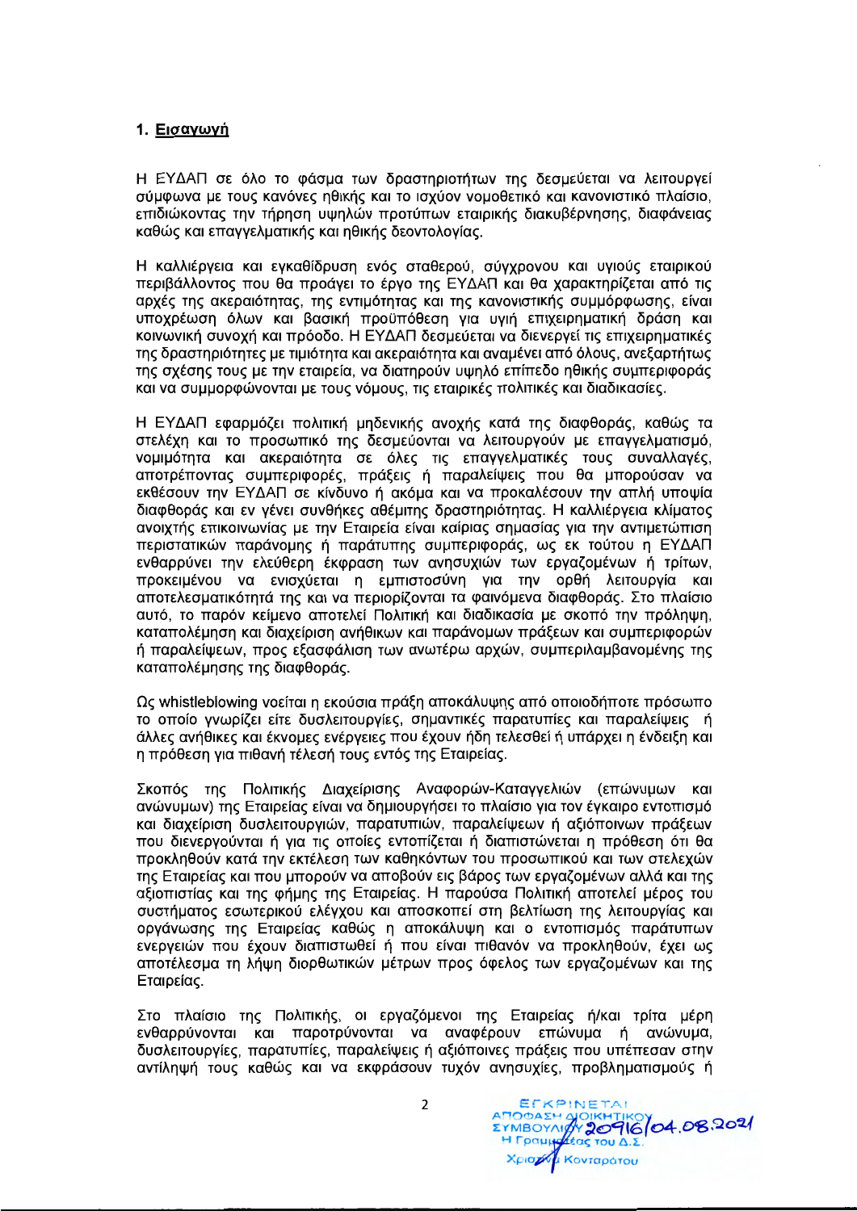## 1. Εισαγωγή

Η ΕΥΔΑΠ σε όλο το φάσμα των δραστηριοτήτων της δεσμεύεται να λειτουργεί σύμφωνα με τους κανόνες ηθικής και το ισχύον νομοθετικό και κανονιστικό πλαίσιο, επιδιώκοντας την τήρηση υψηλών προτύπων εταιρικής διακυβέρνησης, διαφάνειας καθώς και επαγγελματικής και ηθικής δεοντολογίας.

Η καλλιέργεια και εγκαθίδρυση ενός σταθερού, σύγχρονου και υγιούς εταιρικού περιβάλλοντος που θα προάγει το έργο της ΕΥΔΑΠ και θα χαρακτηρίζεται από τις αρχές της ακεραιότητας, της εντιμότητας και της κανονιστικής συμμόρφωσης, είναι υποχρέωση όλων και βασική προϋπόθεση για υγιή επιχειρηματική δράση και κοινωνική συνοχή και πρόοδο. Η ΕΥΔΑΠ δεσμεύεται να διενεργεί τις επιχειρηματικές της δραστηριότητες με τιμιότητα και ακεραιότητα και αναμένει από όλους, ανεξαρτήτως της σχέσης τους με την εταιρεία, να διατηρούν υψηλό επίπεδο ηθικής συμπεριφοράς και να συμμορφώνονται με τους νόμους, τις εταιρικές πολιτικές και διαδικασίες.

Η ΕΥΔΑΠ εφαρμόζει πολιτική μηδενικής ανοχής κατά της διαφθοράς, καθώς τα στελέχη και το προσωπικό της δεσμεύονται να λειτουργούν με επαγγελματισμό, νομιμότητα και ακεραιότητα σε όλες τις επαγγελματικές τους συναλλαγές, αποτρέποντας συμπεριφορές, πράξεις ή παραλείψεις που θα μπορούσαν να εκθέσουν την ΕΥΔΑΠ σε κίνδυνο ή ακόμα και να προκαλέσουν την απλή υποψία διαφθοράς και εν γένει συνθήκες αθέμιτης δραστηριότητας. Η καλλιέργεια κλίματος ανοιχτής επικοινωνίας με την Εταιρεία είναι καίριας σημασίας για την αντιμετώπιση περιστατικών παράνομης ή παράτυπης συμπεριφοράς, ως εκ τούτου η ΕΥΔΑΠ ενθαρρύνει την ελεύθερη έκφραση των ανησυχιών των εργαζομένων ή τρίτων, προκειμένου να ενισχύεται η εμπιστοσύνη για την ορθή λειτουργία και αποτελεσματικότητά της και να περιορίζονται τα φαινόμενα διαφθοράς. Στο πλαίσιο αυτό, το παρόν κείμενο αποτελεί Πολιτική και διαδικασία με σκοπό την πρόληψη, καταπολέμηση και διαχείριση ανήθικων και παράνομων πράξεων και συμπεριφορών ή παραλείψεων, προς εξασφάλιση των ανωτέρω αρχών, συμπεριλαμβανομένης της καταπολέμησης της διαφθοράς.

Ως whistleblowing νοείται η εκούσια πράξη αποκάλυψης από οποιοδήποτε πρόσωπο το οποίο γνωρίζει είτε δυσλειτουργίες, σημαντικές παρατυπίες και παραλείψεις ή άλλες ανήθικες και έκνομες ενέργειες που έχουν ήδη τελεσθεί ή υπάρχει η ένδειξη και η πρόθεση για πιθανή τέλεσή τους εντός της Εταιρείας.

Σκοπός της Πολιτικής Διαχείρισης Αναφορών-Καταγγελιών (επώνυμων και ανώνυμων) της Εταιρείας είναι να δημιουργήσει το πλαίσιο για τον έγκαιρο εντοπισμό και διαχείριση δυσλειτουργιών, παρατυπιών, παραλείψεων ή αξιόποινων πράξεων που διενεργούνται ή για τις οποίες εντοπίζεται ή διαπιστώνεται η πρόθεση ότι θα προκληθούν κατά την εκτέλεση των καθηκόντων του προσωπικού και των στελεχών της Εταιρείας και που μπορούν να αποβούν εις βάρος των εργαζομένων αλλά και της αξιοπιστίας και της φήμης της Εταιρείας. Η παρούσα Πολιτική αποτελεί μέρος του συστήματος εσωτερικού ελέγχου και αποσκοπεί στη βελτίωση της λειτουργίας και οργάνωσης της Εταιρείας καθώς η αποκάλυψη και ο εντοπισμός παράτυπων ενεργειών που έχουν διαπιστωθεί ή που είναι πιθανόν να προκληθούν, έχει ως αποτέλεσμα τη λήψη διορθωτικών μέτρων προς όφελος των εργαζομένων και της Εταιρείας.

Στο πλαίσιο της Πολιτικής, οι εργαζόμενοι της Εταιρείας ή/και τρίτα μέρη ενθαρρύνονται και παροτρύνονται να αναφέρουν επώνυμα ή ανώνυμα, δυσλειτουργίες, παρατυπίες, παραλείψεις ή αξιόποινες πράξεις που υπέπεσαν στην αντίληψή τους καθώς και να εκφράσουν τυχόν ανησυχίες, προβληματισμούς ή

ΕΓΚΡΙΝΕΤΑΙ
ΑΠΟΦΑΣΗ ΔΙΟΙΚΗΤΙΚΟΥ ΣΥΜΒΟΥΛΙΟΥ 20916/04.08.2021
Η Γραμματέας του Δ.Σ.
Χριστίνα Κονταράτου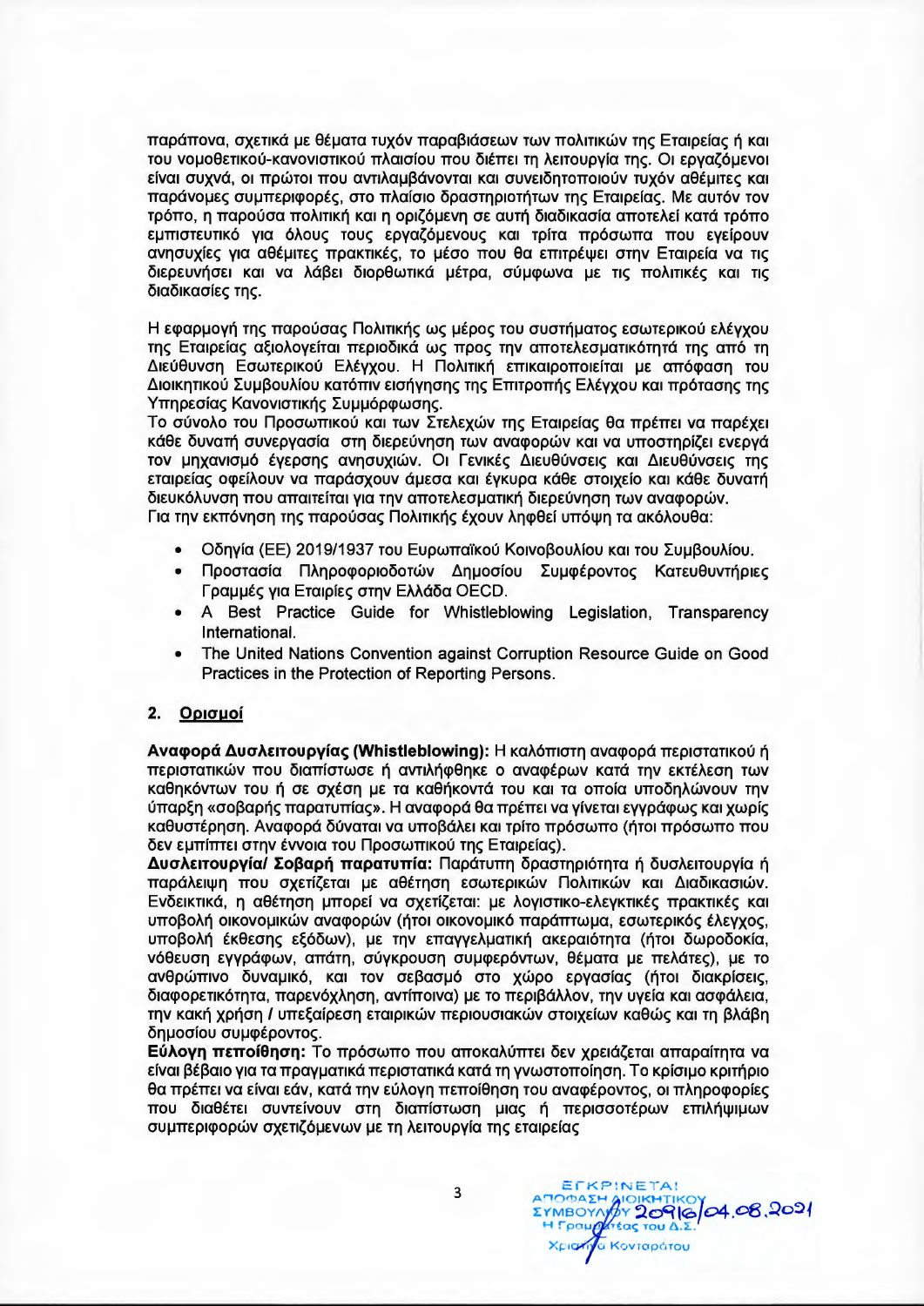παράπονα, σχετικά με θέματα τυχόν παραβιάσεων των πολιτικών της Εταιρείας ή και του νομοθετικού-κανονιστικού πλαισίου που διέπει τη λειτουργία της. Οι εργαζόμενοι είναι συχνά, οι πρώτοι που αντιλαμβάνονται και συνειδητοποιούν τυχόν αθέμιτες και παράνομες συμπεριφορές, στο πλαίσιο δραστηριοτήτων της Εταιρείας. Με αυτόν τον τρόπο, η παρούσα πολιτική και η οριζόμενη σε αυτή διαδικασία αποτελεί κατά τρόπο εμπιστευτικό για όλους τους εργαζόμενους και τρίτα πρόσωπα που εγείρουν ανησυχίες για αθέμιτες πρακτικές, το μέσο που θα επιτρέψει στην Εταιρεία να τις διερευνήσει και να λάβει διορθωτικά μέτρα, σύμφωνα με τις πολιτικές και τις διαδικασίες της.

Η εφαρμογή της παρούσας Πολιτικής ως μέρος του συστήματος εσωτερικού ελέγχου της Εταιρείας αξιολογείται περιοδικά ως προς την αποτελεσματικότητά της από τη Διεύθυνση Εσωτερικού Ελέγχου. Η Πολιτική επικαιροποιείται με απόφαση του Διοικητικού Συμβουλίου κατόπιν εισήγησης της Επιτροπής Ελέγχου και πρότασης της Υπηρεσίας Κανονιστικής Συμμόρφωσης.
Το σύνολο του Προσωπικού και των Στελεχών της Εταιρείας θα πρέπει να παρέχει κάθε δυνατή συνεργασία στη διερεύνηση των αναφορών και να υποστηρίζει ενεργά τον μηχανισμό έγερσης ανησυχιών. Οι Γενικές Διευθύνσεις και Διευθύνσεις της εταιρείας οφείλουν να παράσχουν άμεσα και έγκυρα κάθε στοιχείο και κάθε δυνατή διευκόλυνση που απαιτείται για την αποτελεσματική διερεύνηση των αναφορών.
Για την εκπόνηση της παρούσας Πολιτικής έχουν ληφθεί υπόψη τα ακόλουθα:

- Οδηγία (ΕΕ) 2019/1937 του Ευρωπαϊκού Κοινοβουλίου και του Συμβουλίου.
- Προστασία Πληροφοριοδοτών Δημοσίου Συμφέροντος Κατευθυντήριες Γραμμές για Εταιρίες στην Ελλάδα OECD.
- A Best Practice Guide for Whistleblowing Legislation, Transparency International.
- The United Nations Convention against Corruption Resource Guide on Good Practices in the Protection of Reporting Persons.

## 2. Ορισμοί

**Αναφορά Δυσλειτουργίας (Whistleblowing):** Η καλόπιστη αναφορά περιστατικού ή περιστατικών που διαπίστωσε ή αντιλήφθηκε ο αναφέρων κατά την εκτέλεση των καθηκόντων του ή σε σχέση με τα καθήκοντά του και τα οποία υποδηλώνουν την ύπαρξη «σοβαρής παρατυπίας». Η αναφορά θα πρέπει να γίνεται εγγράφως και χωρίς καθυστέρηση. Αναφορά δύναται να υποβάλει και τρίτο πρόσωπο (ήτοι πρόσωπο που δεν εμπίπτει στην έννοια του Προσωπικού της Εταιρείας).

**Δυσλειτουργία/ Σοβαρή παρατυπία:** Παράτυπη δραστηριότητα ή δυσλειτουργία ή παράλειψη που σχετίζεται με αθέτηση εσωτερικών Πολιτικών και Διαδικασιών. Ενδεικτικά, η αθέτηση μπορεί να σχετίζεται: με λογιστικο-ελεγκτικές πρακτικές και υποβολή οικονομικών αναφορών (ήτοι οικονομικό παράπτωμα, εσωτερικός έλεγχος, υποβολή έκθεσης εξόδων), με την επαγγελματική ακεραιότητα (ήτοι δωροδοκία, νόθευση εγγράφων, απάτη, σύγκρουση συμφερόντων, θέματα με πελάτες), με το ανθρώπινο δυναμικό, και τον σεβασμό στο χώρο εργασίας (ήτοι διακρίσεις, διαφορετικότητα, παρενόχληση, αντίποινα) με το περιβάλλον, την υγεία και ασφάλεια, την κακή χρήση / υπεξαίρεση εταιρικών περιουσιακών στοιχείων καθώς και τη βλάβη δημοσίου συμφέροντος.

**Εύλογη πεποίθηση:** Το πρόσωπο που αποκαλύπτει δεν χρειάζεται απαραίτητα να είναι βέβαιο για τα πραγματικά περιστατικά κατά τη γνωστοποίηση. Το κρίσιμο κριτήριο θα πρέπει να είναι εάν, κατά την εύλογη πεποίθηση του αναφέροντος, οι πληροφορίες που διαθέτει συντείνουν στη διαπίστωση μιας ή περισσοτέρων επιλήψιμων συμπεριφορών σχετιζόμενων με τη λειτουργία της εταιρείας

ΕΓΚΡΙΝΕΤΑΙ
ΑΠΟΦΑΣΗ ΔΙΟΙΚΗΤΙΚΟΥ ΣΥΜΒΟΥΛΙΟΥ 2091б/04.08.2021
Η Γραμματέας του Δ.Σ.
Χριστίνα Κονταράτου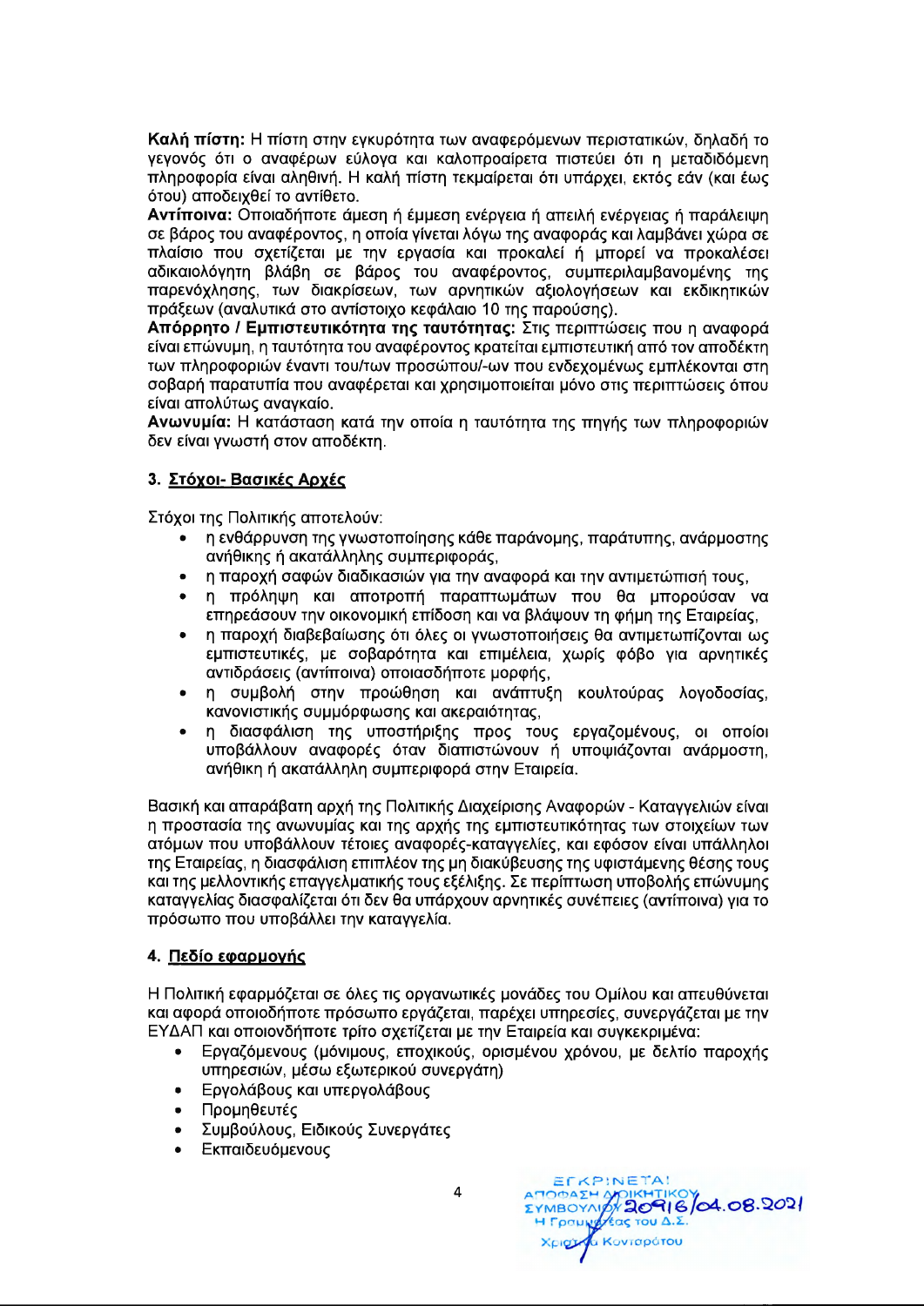**Καλή πίστη:** Η πίστη στην εγκυρότητα των αναφερόμενων περιστατικών, δηλαδή το γεγονός ότι ο αναφέρων εύλογα και καλοπροαίρετα πιστεύει ότι η μεταδιδόμενη πληροφορία είναι αληθινή. Η καλή πίστη τεκμαίρεται ότι υπάρχει, εκτός εάν (και έως ότου) αποδειχθεί το αντίθετο.

**Αντίποινα:** Οποιαδήποτε άμεση ή έμμεση ενέργεια ή απειλή ενέργειας ή παράλειψη σε βάρος του αναφέροντος, η οποία γίνεται λόγω της αναφοράς και λαμβάνει χώρα σε πλαίσιο που σχετίζεται με την εργασία και προκαλεί ή μπορεί να προκαλέσει αδικαιολόγητη βλάβη σε βάρος του αναφέροντος, συμπεριλαμβανομένης της παρενόχλησης, των διακρίσεων, των αρνητικών αξιολογήσεων και εκδικητικών πράξεων (αναλυτικά στο αντίστοιχο κεφάλαιο 10 της παρούσης).

**Απόρρητο / Εμπιστευτικότητα της ταυτότητας:** Στις περιπτώσεις που η αναφορά είναι επώνυμη, η ταυτότητα του αναφέροντος κρατείται εμπιστευτική από τον αποδέκτη των πληροφοριών έναντι του/των προσώπου/-ων που ενδεχομένως εμπλέκονται στη σοβαρή παρατυπία που αναφέρεται και χρησιμοποιείται μόνο στις περιπτώσεις όπου είναι απολύτως αναγκαίο.

**Ανωνυμία:** Η κατάσταση κατά την οποία η ταυτότητα της πηγής των πληροφοριών δεν είναι γνωστή στον αποδέκτη.

## 3. Στόχοι- Βασικές Αρχές

Στόχοι της Πολιτικής αποτελούν:

- η ενθάρρυνση της γνωστοποίησης κάθε παράνομης, παράτυπης, ανάρμοστης ανήθικης ή ακατάλληλης συμπεριφοράς,
- η παροχή σαφών διαδικασιών για την αναφορά και την αντιμετώπισή τους,
- η πρόληψη και αποτροπή παραπτωμάτων που θα μπορούσαν να επηρεάσουν την οικονομική επίδοση και να βλάψουν τη φήμη της Εταιρείας,
- η παροχή διαβεβαίωσης ότι όλες οι γνωστοποιήσεις θα αντιμετωπίζονται ως εμπιστευτικές, με σοβαρότητα και επιμέλεια, χωρίς φόβο για αρνητικές αντιδράσεις (αντίποινα) οποιασδήποτε μορφής,
- η συμβολή στην προώθηση και ανάπτυξη κουλτούρας λογοδοσίας, κανονιστικής συμμόρφωσης και ακεραιότητας,
- η διασφάλιση της υποστήριξης προς τους εργαζομένους, οι οποίοι υποβάλλουν αναφορές όταν διαπιστώνουν ή υποψιάζονται ανάρμοστη, ανήθικη ή ακατάλληλη συμπεριφορά στην Εταιρεία.

Βασική και απαράβατη αρχή της Πολιτικής Διαχείρισης Αναφορών - Καταγγελιών είναι η προστασία της ανωνυμίας και της αρχής της εμπιστευτικότητας των στοιχείων των ατόμων που υποβάλλουν τέτοιες αναφορές-καταγγελίες, και εφόσον είναι υπάλληλοι της Εταιρείας, η διασφάλιση επιπλέον της μη διακύβευσης της υφιστάμενης θέσης τους και της μελλοντικής επαγγελματικής τους εξέλιξης. Σε περίπτωση υποβολής επώνυμης καταγγελίας διασφαλίζεται ότι δεν θα υπάρχουν αρνητικές συνέπειες (αντίποινα) για το πρόσωπο που υποβάλλει την καταγγελία.

## 4. Πεδίο εφαρμογής

Η Πολιτική εφαρμόζεται σε όλες τις οργανωτικές μονάδες του Ομίλου και απευθύνεται και αφορά οποιοδήποτε πρόσωπο εργάζεται, παρέχει υπηρεσίες, συνεργάζεται με την ΕΥΔΑΠ και οποιονδήποτε τρίτο σχετίζεται με την Εταιρεία και συγκεκριμένα:

- Εργαζόμενους (μόνιμους, εποχικούς, ορισμένου χρόνου, με δελτίο παροχής υπηρεσιών, μέσω εξωτερικού συνεργάτη)
- Εργολάβους και υπεργολάβους
- Προμηθευτές
- Συμβούλους, Ειδικούς Συνεργάτες
- Εκπαιδευόμενους

ΕΓΚΡΙΝΕΤΑΙ
ΑΠΟΦΑΣΗ ΔΙΟΙΚΗΤΙΚΟΥ ΣΥΜΒΟΥΛΙΟΥ 20916/04.08.2021
Η Γραμματέας του Δ.Σ.
Χριστίνα Κονταράτου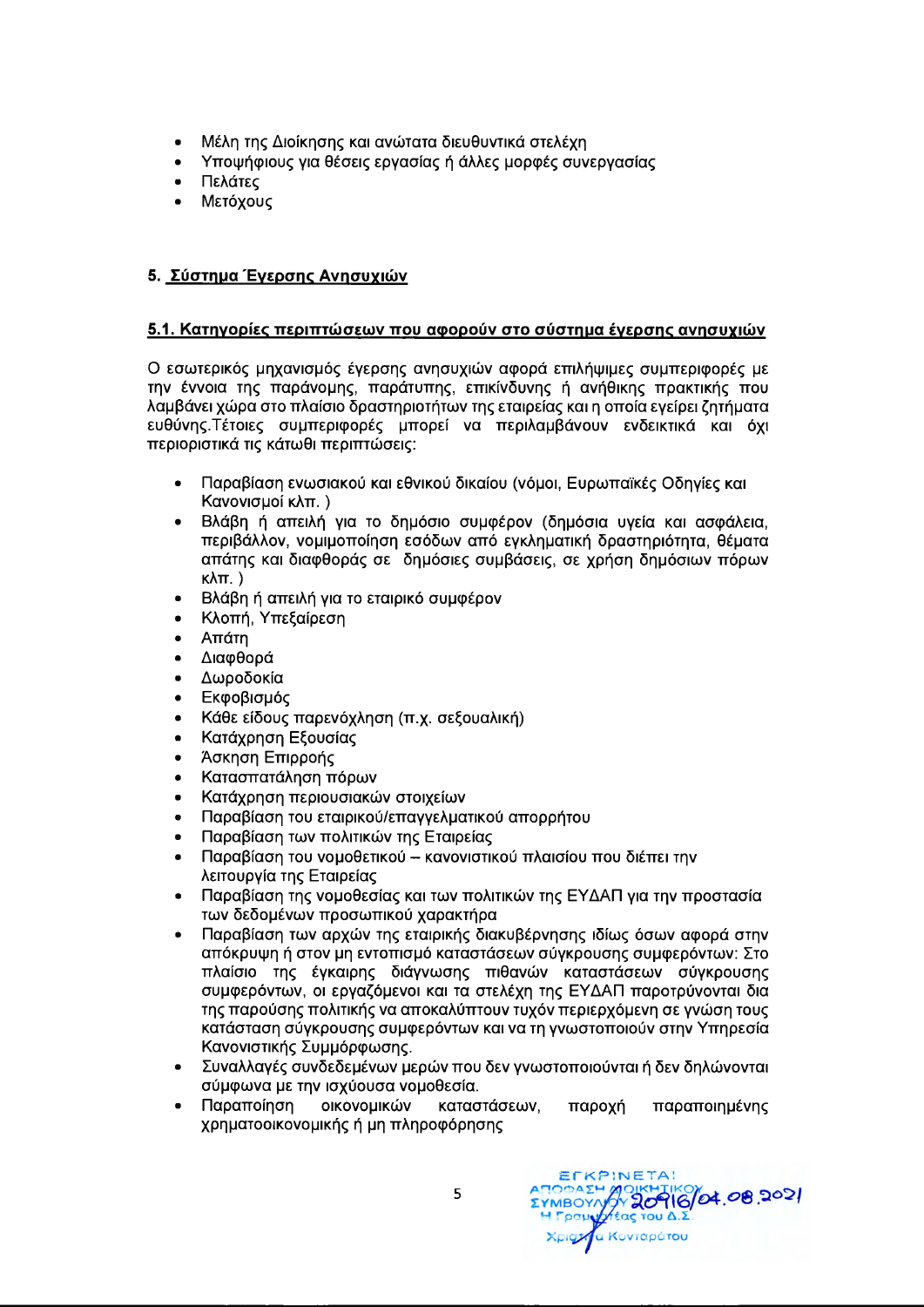- Μέλη της Διοίκησης και ανώτατα διευθυντικά στελέχη
- Υποψήφιους για θέσεις εργασίας ή άλλες μορφές συνεργασίας
- Πελάτες
- Μετόχους

## 5. Σύστημα Έγερσης Ανησυχιών

### 5.1. Κατηγορίες περιπτώσεων που αφορούν στο σύστημα έγερσης ανησυχιών

Ο εσωτερικός μηχανισμός έγερσης ανησυχιών αφορά επιλήψιμες συμπεριφορές με την έννοια της παράνομης, παράτυπης, επικίνδυνης ή ανήθικης πρακτικής που λαμβάνει χώρα στο πλαίσιο δραστηριοτήτων της εταιρείας και η οποία εγείρει ζητήματα ευθύνης.Τέτοιες συμπεριφορές μπορεί να περιλαμβάνουν ενδεικτικά και όχι περιοριστικά τις κάτωθι περιπτώσεις:

- Παραβίαση ενωσιακού και εθνικού δικαίου (νόμοι, Ευρωπαϊκές Οδηγίες και Κανονισμοί κλπ. )
- Βλάβη ή απειλή για το δημόσιο συμφέρον (δημόσια υγεία και ασφάλεια, περιβάλλον, νομιμοποίηση εσόδων από εγκληματική δραστηριότητα, θέματα απάτης και διαφθοράς σε δημόσιες συμβάσεις, σε χρήση δημόσιων πόρων κλπ. )
- Βλάβη ή απειλή για το εταιρικό συμφέρον
- Κλοπή, Υπεξαίρεση
- Απάτη
- Διαφθορά
- Δωροδοκία
- Εκφοβισμός
- Κάθε είδους παρενόχληση (π.χ. σεξουαλική)
- Κατάχρηση Εξουσίας
- Άσκηση Επιρροής
- Κατασπατάληση πόρων
- Κατάχρηση περιουσιακών στοιχείων
- Παραβίαση του εταιρικού/επαγγελματικού απορρήτου
- Παραβίαση των πολιτικών της Εταιρείας
- Παραβίαση του νομοθετικού – κανονιστικού πλαισίου που διέπει την λειτουργία της Εταιρείας
- Παραβίαση της νομοθεσίας και των πολιτικών της ΕΥΔΑΠ για την προστασία των δεδομένων προσωπικού χαρακτήρα
- Παραβίαση των αρχών της εταιρικής διακυβέρνησης ιδίως όσων αφορά στην απόκρυψη ή στον μη εντοπισμό καταστάσεων σύγκρουσης συμφερόντων: Στο πλαίσιο της έγκαιρης διάγνωσης πιθανών καταστάσεων σύγκρουσης συμφερόντων, οι εργαζόμενοι και τα στελέχη της ΕΥΔΑΠ παροτρύνονται δια της παρούσης πολιτικής να αποκαλύπτουν τυχόν περιερχόμενη σε γνώση τους κατάσταση σύγκρουσης συμφερόντων και να τη γνωστοποιούν στην Υπηρεσία Κανονιστικής Συμμόρφωσης.
- Συναλλαγές συνδεδεμένων μερών που δεν γνωστοποιούνται ή δεν δηλώνονται σύμφωνα με την ισχύουσα νομοθεσία.
- Παραποίηση οικονομικών καταστάσεων, παροχή παραποιημένης χρηματοοικονομικής ή μη πληροφόρησης

ΕΓΚΡΙΝΕΤΑΙ
ΑΠΟΦΑΣΗ ΔΙΟΙΚΗΤΙΚΟΥ ΣΥΜΒΟΥΛΙΟΥ 20916/04.08.2021
Η Γραμματέας του Δ.Σ.
Χριστίνα Κονταρότου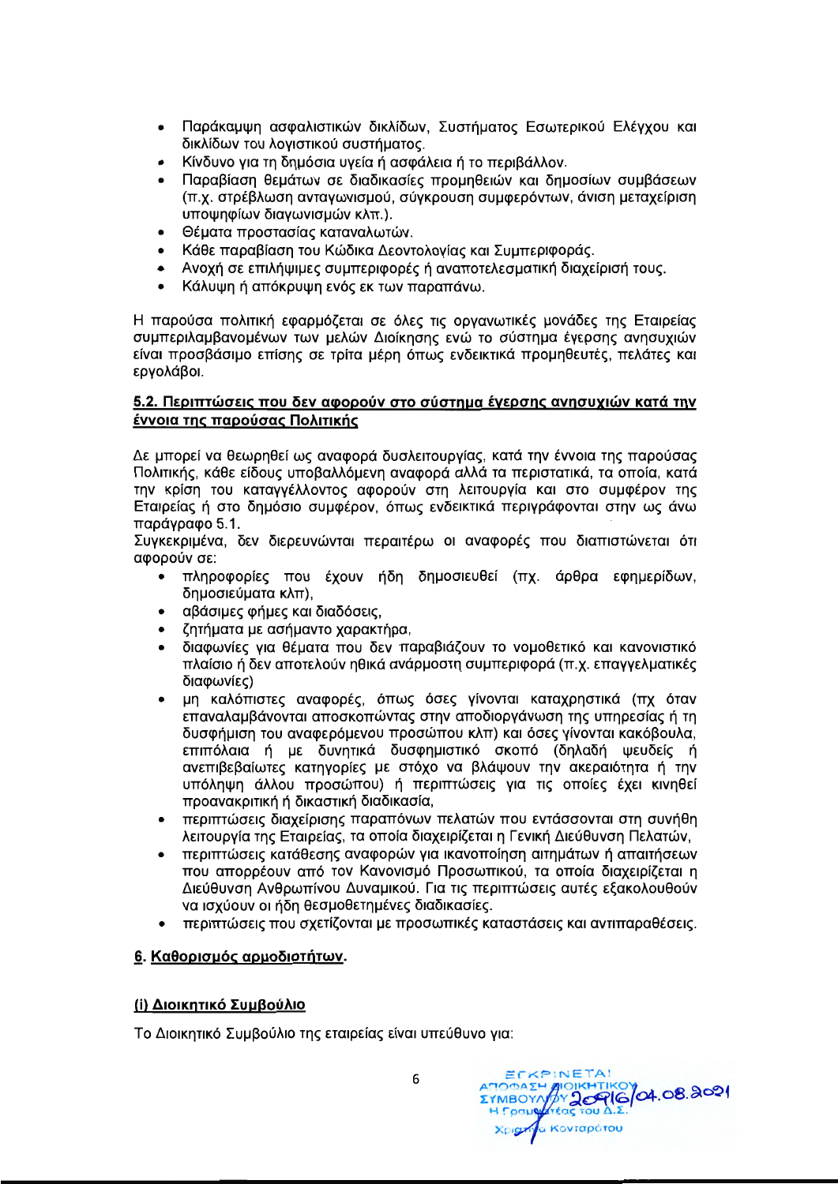- Παράκαμψη ασφαλιστικών δικλίδων, Συστήματος Εσωτερικού Ελέγχου και δικλίδων του λογιστικού συστήματος.
- Κίνδυνο για τη δημόσια υγεία ή ασφάλεια ή το περιβάλλον.
- Παραβίαση θεμάτων σε διαδικασίες προμηθειών και δημοσίων συμβάσεων (π.χ. στρέβλωση ανταγωνισμού, σύγκρουση συμφερόντων, άνιση μεταχείριση υποψηφίων διαγωνισμών κλπ.).
- Θέματα προστασίας καταναλωτών.
- Κάθε παραβίαση του Κώδικα Δεοντολογίας και Συμπεριφοράς.
- Ανοχή σε επιλήψιμες συμπεριφορές ή αναποτελεσματική διαχείρισή τους.
- Κάλυψη ή απόκρυψη ενός εκ των παραπάνω.

Η παρούσα πολιτική εφαρμόζεται σε όλες τις οργανωτικές μονάδες της Εταιρείας συμπεριλαμβανομένων των μελών Διοίκησης ενώ το σύστημα έγερσης ανησυχιών είναι προσβάσιμο επίσης σε τρίτα μέρη όπως ενδεικτικά προμηθευτές, πελάτες και εργολάβοι.

### 5.2. Περιπτώσεις που δεν αφορούν στο σύστημα έγερσης ανησυχιών κατά την έννοια της παρούσας Πολιτικής

Δε μπορεί να θεωρηθεί ως αναφορά δυσλειτουργίας, κατά την έννοια της παρούσας Πολιτικής, κάθε είδους υποβαλλόμενη αναφορά αλλά τα περιστατικά, τα οποία, κατά την κρίση του καταγγέλλοντος αφορούν στη λειτουργία και στο συμφέρον της Εταιρείας ή στο δημόσιο συμφέρον, όπως ενδεικτικά περιγράφονται στην ως άνω παράγραφο 5.1.

Συγκεκριμένα, δεν διερευνώνται περαιτέρω οι αναφορές που διαπιστώνεται ότι αφορούν σε:

- πληροφορίες που έχουν ήδη δημοσιευθεί (πχ. άρθρα εφημερίδων, δημοσιεύματα κλπ),
- αβάσιμες φήμες και διαδόσεις,
- ζητήματα με ασήμαντο χαρακτήρα,
- διαφωνίες για θέματα που δεν παραβιάζουν το νομοθετικό και κανονιστικό πλαίσιο ή δεν αποτελούν ηθικά ανάρμοστη συμπεριφορά (π.χ. επαγγελματικές διαφωνίες)
- μη καλόπιστες αναφορές, όπως όσες γίνονται καταχρηστικά (πχ όταν επαναλαμβάνονται αποσκοπώντας στην αποδιοργάνωση της υπηρεσίας ή τη δυσφήμιση του αναφερόμενου προσώπου κλπ) και όσες γίνονται κακόβουλα, επιπόλαια ή με δυνητικά δυσφημιστικό σκοπό (δηλαδή ψευδείς ή ανεπιβεβαίωτες κατηγορίες με στόχο να βλάψουν την ακεραιότητα ή την υπόληψη άλλου προσώπου) ή περιπτώσεις για τις οποίες έχει κινηθεί προανακριτική ή δικαστική διαδικασία,
- περιπτώσεις διαχείρισης παραπόνων πελατών που εντάσσονται στη συνήθη λειτουργία της Εταιρείας, τα οποία διαχειρίζεται η Γενική Διεύθυνση Πελατών,
- περιπτώσεις κατάθεσης αναφορών για ικανοποίηση αιτημάτων ή απαιτήσεων που απορρέουν από τον Κανονισμό Προσωπικού, τα οποία διαχειρίζεται η Διεύθυνση Ανθρωπίνου Δυναμικού. Για τις περιπτώσεις αυτές εξακολουθούν να ισχύουν οι ήδη θεσμοθετημένες διαδικασίες.
- περιπτώσεις που σχετίζονται με προσωπικές καταστάσεις και αντιπαραθέσεις.

## 6. Καθορισμός αρμοδιοτήτων.

### (i) Διοικητικό Συμβούλιο

Το Διοικητικό Συμβούλιο της εταιρείας είναι υπεύθυνο για:

ΕΓΚΡΙΝΕΤΑΙ ΑΠΟΦΑΣΗ ΔΙΟΙΚΗΤΙΚΟΥ ΣΥΜΒΟΥΛΙΟΥ 20916/04.08.2021 Η Γραμματέας του Δ.Σ. Χριστίνα Κονταράτου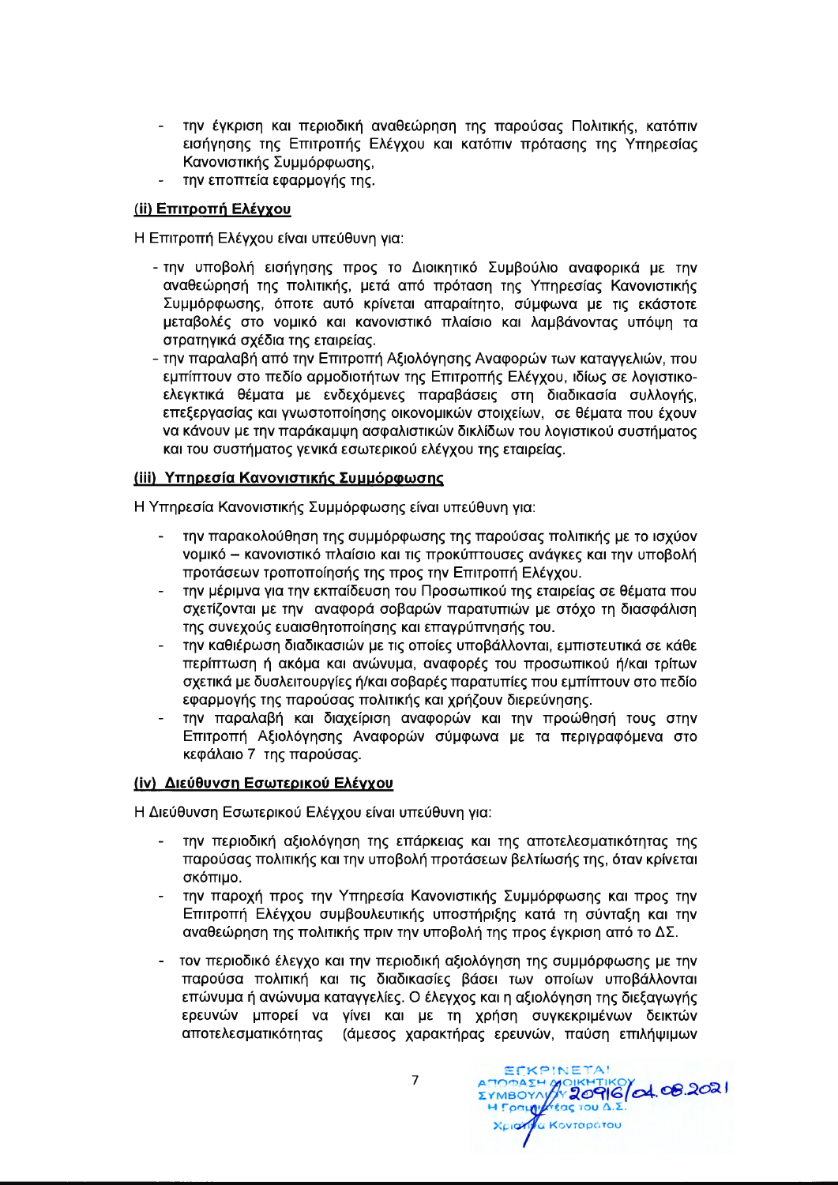- την έγκριση και περιοδική αναθεώρηση της παρούσας Πολιτικής, κατόπιν εισήγησης της Επιτροπής Ελέγχου και κατόπιν πρότασης της Υπηρεσίας Κανονιστικής Συμμόρφωσης,
- την εποπτεία εφαρμογής της.

**(ii) Επιτροπή Ελέγχου**

Η Επιτροπή Ελέγχου είναι υπεύθυνη για:

- την υποβολή εισήγησης προς το Διοικητικό Συμβούλιο αναφορικά με την αναθεώρησή της πολιτικής, μετά από πρόταση της Υπηρεσίας Κανονιστικής Συμμόρφωσης, όποτε αυτό κρίνεται απαραίτητο, σύμφωνα με τις εκάστοτε μεταβολές στο νομικό και κανονιστικό πλαίσιο και λαμβάνοντας υπόψη τα στρατηγικά σχέδια της εταιρείας.
- την παραλαβή από την Επιτροπή Αξιολόγησης Αναφορών των καταγγελιών, που εμπίπτουν στο πεδίο αρμοδιοτήτων της Επιτροπής Ελέγχου, ιδίως σε λογιστικο-ελεγκτικά θέματα με ενδεχόμενες παραβάσεις στη διαδικασία συλλογής, επεξεργασίας και γνωστοποίησης οικονομικών στοιχείων, σε θέματα που έχουν να κάνουν με την παράκαμψη ασφαλιστικών δικλίδων του λογιστικού συστήματος και του συστήματος γενικά εσωτερικού ελέγχου της εταιρείας.

**(iii) Υπηρεσία Κανονιστικής Συμμόρφωσης**

Η Υπηρεσία Κανονιστικής Συμμόρφωσης είναι υπεύθυνη για:

- την παρακολούθηση της συμμόρφωσης της παρούσας πολιτικής με το ισχύον νομικό – κανονιστικό πλαίσιο και τις προκύπτουσες ανάγκες και την υποβολή προτάσεων τροποποίησής της προς την Επιτροπή Ελέγχου.
- την μέριμνα για την εκπαίδευση του Προσωπικού της εταιρείας σε θέματα που σχετίζονται με την αναφορά σοβαρών παρατυπιών με στόχο τη διασφάλιση της συνεχούς ευαισθητοποίησης και επαγρύπνησής του.
- την καθιέρωση διαδικασιών με τις οποίες υποβάλλονται, εμπιστευτικά σε κάθε περίπτωση ή ακόμα και ανώνυμα, αναφορές του προσωπικού ή/και τρίτων σχετικά με δυσλειτουργίες ή/και σοβαρές παρατυπίες που εμπίπτουν στο πεδίο εφαρμογής της παρούσας πολιτικής και χρήζουν διερεύνησης.
- την παραλαβή και διαχείριση αναφορών και την προώθησή τους στην Επιτροπή Αξιολόγησης Αναφορών σύμφωνα με τα περιγραφόμενα στο κεφάλαιο 7 της παρούσας.

**(iv) Διεύθυνση Εσωτερικού Ελέγχου**

Η Διεύθυνση Εσωτερικού Ελέγχου είναι υπεύθυνη για:

- την περιοδική αξιολόγηση της επάρκειας και της αποτελεσματικότητας της παρούσας πολιτικής και την υποβολή προτάσεων βελτίωσής της, όταν κρίνεται σκόπιμο.
- την παροχή προς την Υπηρεσία Κανονιστικής Συμμόρφωσης και προς την Επιτροπή Ελέγχου συμβουλευτικής υποστήριξης κατά τη σύνταξη και την αναθεώρηση της πολιτικής πριν την υποβολή της προς έγκριση από το ΔΣ.
- τον περιοδικό έλεγχο και την περιοδική αξιολόγηση της συμμόρφωσης με την παρούσα πολιτική και τις διαδικασίες βάσει των οποίων υποβάλλονται επώνυμα ή ανώνυμα καταγγελίες. Ο έλεγχος και η αξιολόγηση της διεξαγωγής ερευνών μπορεί να γίνει και με τη χρήση συγκεκριμένων δεικτών αποτελεσματικότητας (άμεσος χαρακτήρας ερευνών, παύση επιλήψιμων

ΕΓΚΡΙΝΕΤΑΙ ΑΠΟΦΑΣΗ ΔΙΟΙΚΗΤΙΚΟΥ ΣΥΜΒΟΥΛΙΟΥ 20916/04.08.2021 Η Γραμματέας του Δ.Σ. Χριστίνα Κονταράτου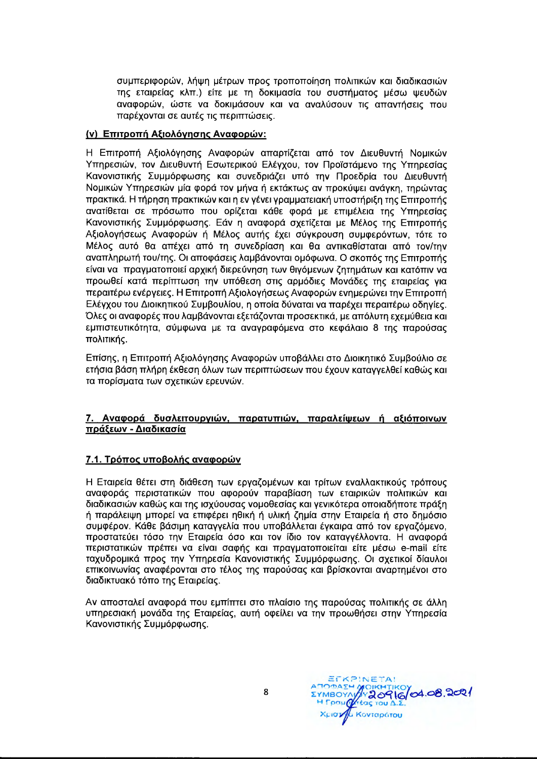συμπεριφορών, λήψη μέτρων προς τροποποίηση πολιτικών και διαδικασιών της εταιρείας κλπ.) είτε με τη δοκιμασία του συστήματος μέσω ψευδών αναφορών, ώστε να δοκιμάσουν και να αναλύσουν τις απαντήσεις που παρέχονται σε αυτές τις περιπτώσεις.

**(v) Επιτροπή Αξιολόγησης Αναφορών:**

Η Επιτροπή Αξιολόγησης Αναφορών απαρτίζεται από τον Διευθυντή Νομικών Υπηρεσιών, τον Διευθυντή Εσωτερικού Ελέγχου, τον Προϊστάμενο της Υπηρεσίας Κανονιστικής Συμμόρφωσης και συνεδριάζει υπό την Προεδρία του Διευθυντή Νομικών Υπηρεσιών μία φορά τον μήνα ή εκτάκτως αν προκύψει ανάγκη, τηρώντας πρακτικά. Η τήρηση πρακτικών και η εν γένει γραμματειακή υποστήριξη της Επιτροπής ανατίθεται σε πρόσωπο που ορίζεται κάθε φορά με επιμέλεια της Υπηρεσίας Κανονιστικής Συμμόρφωσης. Εάν η αναφορά σχετίζεται με Μέλος της Επιτροπής Αξιολογήσεως Αναφορών ή Μέλος αυτής έχει σύγκρουση συμφερόντων, τότε το Μέλος αυτό θα απέχει από τη συνεδρίαση και θα αντικαθίσταται από τον/την αναπληρωτή του/της. Οι αποφάσεις λαμβάνονται ομόφωνα. Ο σκοπός της Επιτροπής είναι να πραγματοποιεί αρχική διερεύνηση των θιγόμενων ζητημάτων και κατόπιν να προωθεί κατά περίπτωση την υπόθεση στις αρμόδιες Μονάδες της εταιρείας για περαιτέρω ενέργειες. Η Επιτροπή Αξιολογήσεως Αναφορών ενημερώνει την Επιτροπή Ελέγχου του Διοικητικού Συμβουλίου, η οποία δύναται να παρέχει περαιτέρω οδηγίες. Όλες οι αναφορές που λαμβάνονται εξετάζονται προσεκτικά, με απόλυτη εχεμύθεια και εμπιστευτικότητα, σύμφωνα με τα αναγραφόμενα στο κεφάλαιο 8 της παρούσας πολιτικής.

Επίσης, η Επιτροπή Αξιολόγησης Αναφορών υποβάλλει στο Διοικητικό Συμβούλιο σε ετήσια βάση πλήρη έκθεση όλων των περιπτώσεων που έχουν καταγγελθεί καθώς και τα πορίσματα των σχετικών ερευνών.

## 7. Αναφορά δυσλειτουργιών, παρατυπιών, παραλείψεων ή αξιόποινων πράξεων - Διαδικασία

### 7.1. Τρόπος υποβολής αναφορών

Η Εταιρεία θέτει στη διάθεση των εργαζομένων και τρίτων εναλλακτικούς τρόπους αναφοράς περιστατικών που αφορούν παραβίαση των εταιρικών πολιτικών και διαδικασιών καθώς και της ισχύουσας νομοθεσίας και γενικότερα οποιαδήποτε πράξη ή παράλειψη μπορεί να επιφέρει ηθική ή υλική ζημία στην Εταιρεία ή στο δημόσιο συμφέρον. Κάθε βάσιμη καταγγελία που υποβάλλεται έγκαιρα από τον εργαζόμενο, προστατεύει τόσο την Εταιρεία όσο και τον ίδιο τον καταγγέλλοντα. Η αναφορά περιστατικών πρέπει να είναι σαφής και πραγματοποιείται είτε μέσω e-mail είτε ταχυδρομικά προς την Υπηρεσία Κανονιστικής Συμμόρφωσης. Οι σχετικοί δίαυλοι επικοινωνίας αναφέρονται στο τέλος της παρούσας και βρίσκονται αναρτημένοι στο διαδικτυακό τόπο της Εταιρείας.

Αν αποσταλεί αναφορά που εμπίπτει στο πλαίσιο της παρούσας πολιτικής σε άλλη υπηρεσιακή μονάδα της Εταιρείας, αυτή οφείλει να την προωθήσει στην Υπηρεσία Κανονιστικής Συμμόρφωσης.

ΕΓΚΡΙΝΕΤΑΙ
ΑΠΟΦΑΣΗ ΔΙΟΙΚΗΤΙΚΟΥ ΣΥΜΒΟΥΛΙΟΥ 2096/04.08.2021
Η Γραμματέας του Δ.Σ.
Χριστίνα Κονταράτου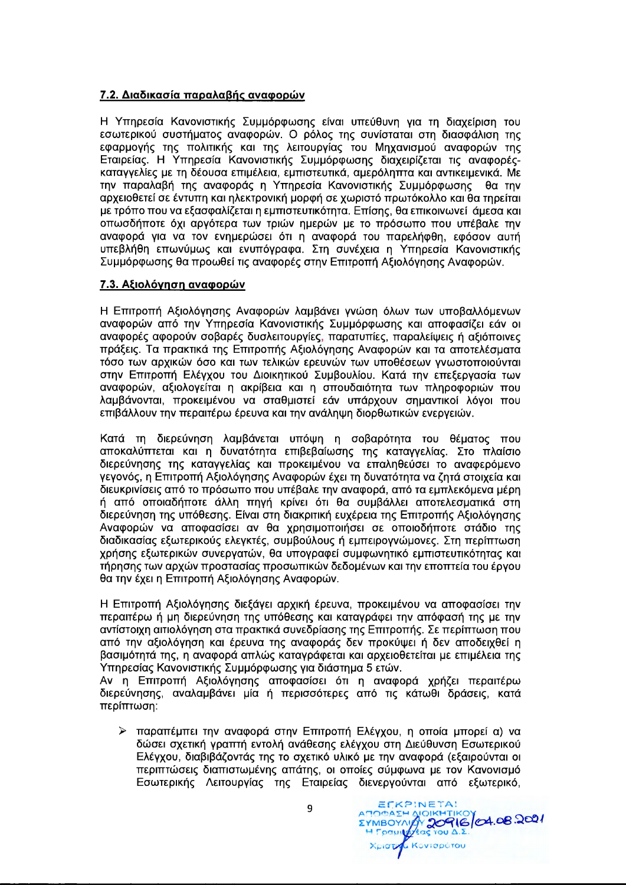## 7.2. Διαδικασία παραλαβής αναφορών

Η Υπηρεσία Κανονιστικής Συμμόρφωσης είναι υπεύθυνη για τη διαχείριση του εσωτερικού συστήματος αναφορών. Ο ρόλος της συνίσταται στη διασφάλιση της εφαρμογής της πολιτικής και της λειτουργίας του Μηχανισμού αναφορών της Εταιρείας. Η Υπηρεσία Κανονιστικής Συμμόρφωσης διαχειρίζεται τις αναφορές-καταγγελίες με τη δέουσα επιμέλεια, εμπιστευτικά, αμερόληπτα και αντικειμενικά. Με την παραλαβή της αναφοράς η Υπηρεσία Κανονιστικής Συμμόρφωσης θα την αρχειοθετεί σε έντυπη και ηλεκτρονική μορφή σε χωριστό πρωτόκολλο και θα τηρείται με τρόπο που να εξασφαλίζεται η εμπιστευτικότητα. Επίσης, θα επικοινωνεί άμεσα και οπωσδήποτε όχι αργότερα των τριών ημερών με το πρόσωπο που υπέβαλε την αναφορά για να τον ενημερώσει ότι η αναφορά του παρελήφθη, εφόσον αυτή υπεβλήθη επωνύμως και ενυπόγραφα. Στη συνέχεια η Υπηρεσία Κανονιστικής Συμμόρφωσης θα προωθεί τις αναφορές στην Επιτροπή Αξιολόγησης Αναφορών.

## 7.3. Αξιολόγηση αναφορών

Η Επιτροπή Αξιολόγησης Αναφορών λαμβάνει γνώση όλων των υποβαλλόμενων αναφορών από την Υπηρεσία Κανονιστικής Συμμόρφωσης και αποφασίζει εάν οι αναφορές αφορούν σοβαρές δυσλειτουργίες, παρατυπίες, παραλείψεις ή αξιόποινες πράξεις. Τα πρακτικά της Επιτροπής Αξιολόγησης Αναφορών και τα αποτελέσματα τόσο των αρχικών όσο και των τελικών ερευνών των υποθέσεων γνωστοποιούνται στην Επιτροπή Ελέγχου του Διοικητικού Συμβουλίου. Κατά την επεξεργασία των αναφορών, αξιολογείται η ακρίβεια και η σπουδαιότητα των πληροφοριών που λαμβάνονται, προκειμένου να σταθμιστεί εάν υπάρχουν σημαντικοί λόγοι που επιβάλλουν την περαιτέρω έρευνα και την ανάληψη διορθωτικών ενεργειών.

Κατά τη διερεύνηση λαμβάνεται υπόψη η σοβαρότητα του θέματος που αποκαλύπτεται και η δυνατότητα επιβεβαίωσης της καταγγελίας. Στο πλαίσιο διερεύνησης της καταγγελίας και προκειμένου να επαληθεύσει το αναφερόμενο γεγονός, η Επιτροπή Αξιολόγησης Αναφορών έχει τη δυνατότητα να ζητά στοιχεία και διευκρινίσεις από το πρόσωπο που υπέβαλε την αναφορά, από τα εμπλεκόμενα μέρη ή από οποιαδήποτε άλλη πηγή κρίνει ότι θα συμβάλλει αποτελεσματικά στη διερεύνηση της υπόθεσης. Είναι στη διακριτική ευχέρεια της Επιτροπής Αξιολόγησης Αναφορών να αποφασίσει αν θα χρησιμοποιήσει σε οποιοδήποτε στάδιο της διαδικασίας εξωτερικούς ελεγκτές, συμβούλους ή εμπειρογνώμονες. Στη περίπτωση χρήσης εξωτερικών συνεργατών, θα υπογραφεί συμφωνητικό εμπιστευτικότητας και τήρησης των αρχών προστασίας προσωπικών δεδομένων και την εποπτεία του έργου θα την έχει η Επιτροπή Αξιολόγησης Αναφορών.

Η Επιτροπή Αξιολόγησης διεξάγει αρχική έρευνα, προκειμένου να αποφασίσει την περαιτέρω ή μη διερεύνηση της υπόθεσης και καταγράφει την απόφασή της με την αντίστοιχη αιτιολόγηση στα πρακτικά συνεδρίασης της Επιτροπής. Σε περίπτωση που από την αξιολόγηση και έρευνα της αναφοράς δεν προκύψει ή δεν αποδειχθεί η βασιμότητά της, η αναφορά απλώς καταγράφεται και αρχειοθετείται με επιμέλεια της Υπηρεσίας Κανονιστικής Συμμόρφωσης για διάστημα 5 ετών.

Αν η Επιτροπή Αξιολόγησης αποφασίσει ότι η αναφορά χρήζει περαιτέρω διερεύνησης, αναλαμβάνει μία ή περισσότερες από τις κάτωθι δράσεις, κατά περίπτωση:

- παραπέμπει την αναφορά στην Επιτροπή Ελέγχου, η οποία μπορεί α) να δώσει σχετική γραπτή εντολή ανάθεσης ελέγχου στη Διεύθυνση Εσωτερικού Ελέγχου, διαβιβάζοντάς της το σχετικό υλικό με την αναφορά (εξαιρούνται οι περιπτώσεις διαπιστωμένης απάτης, οι οποίες σύμφωνα με τον Κανονισμό Εσωτερικής Λειτουργίας της Εταιρείας διενεργούνται από εξωτερικό,

ΕΓΚΡΙΝΕΤΑΙ
ΑΠΟΦΑΣΗ ΔΙΟΙΚΗΤΙΚΟΥ ΣΥΜΒΟΥΛΙΟΥ 20916/04.08.2021
Η Γραμματέας του Δ.Σ.
Χριστίνα Κονιαρότου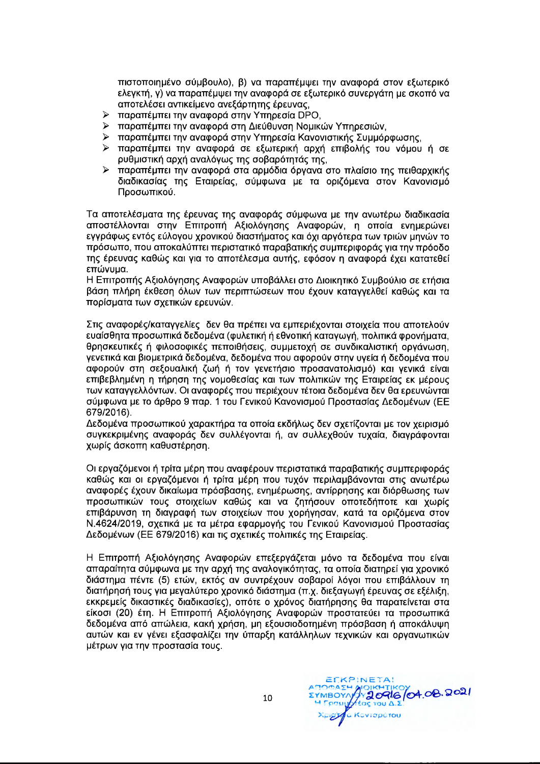πιστοποιημένο σύμβουλο), β) να παραπέμψει την αναφορά στον εξωτερικό ελεγκτή, γ) να παραπέμψει την αναφορά σε εξωτερικό συνεργάτη με σκοπό να αποτελέσει αντικείμενο ανεξάρτητης έρευνας,

- παραπέμπει την αναφορά στην Υπηρεσία DPO,
- παραπέμπει την αναφορά στη Διεύθυνση Νομικών Υπηρεσιών,
- παραπέμπει την αναφορά στην Υπηρεσία Κανονιστικής Συμμόρφωσης,
- παραπέμπει την αναφορά σε εξωτερική αρχή επιβολής του νόμου ή σε ρυθμιστική αρχή αναλόγως της σοβαρότητάς της,
- παραπέμπει την αναφορά στα αρμόδια όργανα στο πλαίσιο της πειθαρχικής διαδικασίας της Εταιρείας, σύμφωνα με τα οριζόμενα στον Κανονισμό Προσωπικού.

Τα αποτελέσματα της έρευνας της αναφοράς σύμφωνα με την ανωτέρω διαδικασία αποστέλλονται στην Επιτροπή Αξιολόγησης Αναφορών, η οποία ενημερώνει εγγράφως εντός εύλογου χρονικού διαστήματος και όχι αργότερα των τριών μηνών το πρόσωπο, που αποκαλύπτει περιστατικό παραβατικής συμπεριφοράς για την πρόοδο της έρευνας καθώς και για το αποτέλεσμα αυτής, εφόσον η αναφορά έχει κατατεθεί επώνυμα.

Η Επιτροπής Αξιολόγησης Αναφορών υποβάλλει στο Διοικητικό Συμβούλιο σε ετήσια βάση πλήρη έκθεση όλων των περιπτώσεων που έχουν καταγγελθεί καθώς και τα πορίσματα των σχετικών ερευνών.

Στις αναφορές/καταγγελίες δεν θα πρέπει να εμπεριέχονται στοιχεία που αποτελούν ευαίσθητα προσωπικά δεδομένα (φυλετική ή εθνοτική καταγωγή, πολιτικά φρονήματα, θρησκευτικές ή φιλοσοφικές πεποιθήσεις, συμμετοχή σε συνδικαλιστική οργάνωση, γενετικά και βιομετρικά δεδομένα, δεδομένα που αφορούν στην υγεία ή δεδομένα που αφορούν στη σεξουαλική ζωή ή τον γενετήσιο προσανατολισμό) και γενικά είναι επιβεβλημένη η τήρηση της νομοθεσίας και των πολιτικών της Εταιρείας εκ μέρους των καταγγελλόντων. Οι αναφορές που περιέχουν τέτοια δεδομένα δεν θα ερευνώνται σύμφωνα με το άρθρο 9 παρ. 1 του Γενικού Κανονισμού Προστασίας Δεδομένων (ΕΕ 679/2016).

Δεδομένα προσωπικού χαρακτήρα τα οποία εκδήλως δεν σχετίζονται με τον χειρισμό συγκεκριμένης αναφοράς δεν συλλέγονται ή, αν συλλεχθούν τυχαία, διαγράφονται χωρίς άσκοπη καθυστέρηση.

Οι εργαζόμενοι ή τρίτα μέρη που αναφέρουν περιστατικά παραβατικής συμπεριφοράς καθώς και οι εργαζόμενοι ή τρίτα μέρη που τυχόν περιλαμβάνονται στις ανωτέρω αναφορές έχουν δικαίωμα πρόσβασης, ενημέρωσης, αντίρρησης και διόρθωσης των προσωπικών τους στοιχείων καθώς και να ζητήσουν οποτεδήποτε και χωρίς επιβάρυνση τη διαγραφή των στοιχείων που χορήγησαν, κατά τα οριζόμενα στον Ν.4624/2019, σχετικά με τα μέτρα εφαρμογής του Γενικού Κανονισμού Προστασίας Δεδομένων (ΕΕ 679/2016) και τις σχετικές πολιτικές της Εταιρείας.

Η Επιτροπή Αξιολόγησης Αναφορών επεξεργάζεται μόνο τα δεδομένα που είναι απαραίτητα σύμφωνα με την αρχή της αναλογικότητας, τα οποία διατηρεί για χρονικό διάστημα πέντε (5) ετών, εκτός αν συντρέχουν σοβαροί λόγοι που επιβάλλουν τη διατήρησή τους για μεγαλύτερο χρονικό διάστημα (π.χ. διεξαγωγή έρευνας σε εξέλιξη, εκκρεμείς δικαστικές διαδικασίες), οπότε ο χρόνος διατήρησης θα παρατείνεται στα είκοσι (20) έτη. Η Επιτροπή Αξιολόγησης Αναφορών προστατεύει τα προσωπικά δεδομένα από απώλεια, κακή χρήση, μη εξουσιοδοτημένη πρόσβαση ή αποκάλυψη αυτών και εν γένει εξασφαλίζει την ύπαρξη κατάλληλων τεχνικών και οργανωτικών μέτρων για την προστασία τους.

ΕΓΚΡΙΝΕΤΑΙ
ΑΠΟΦΑΣΗ ΔΙΟΙΚΗΤΙΚΟΥ ΣΥΜΒΟΥΛΙΟΥ 20916/04.08.2021
Η Γραμματέας του Δ.Σ.
Χριστίνα Κονιαρέτου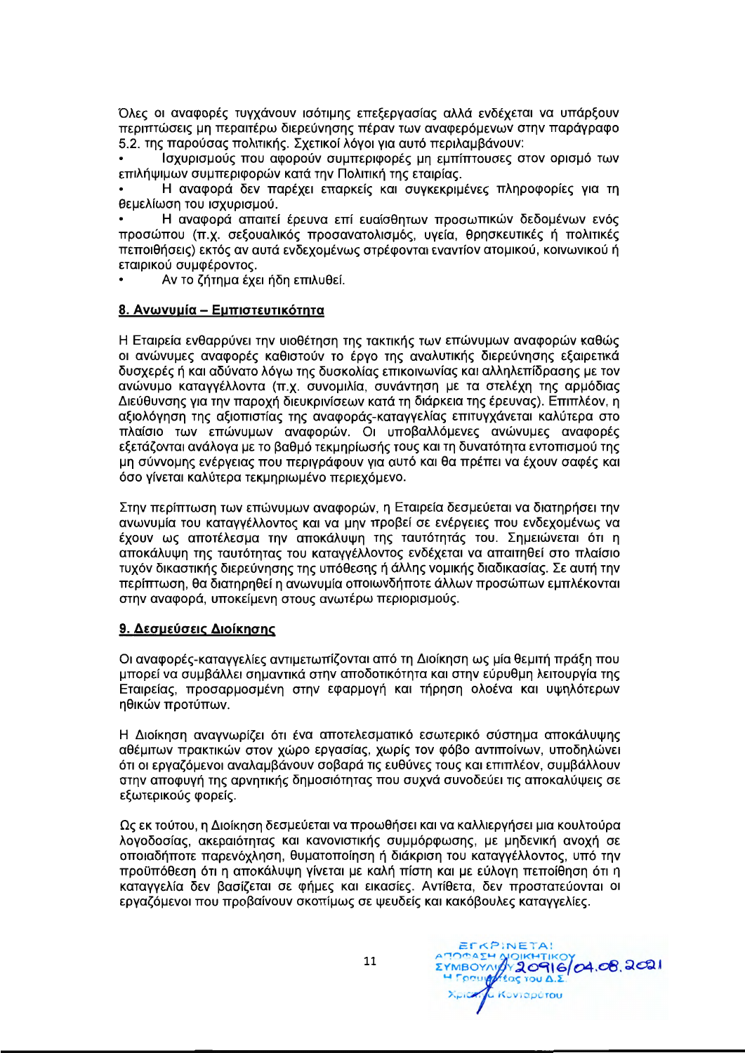Όλες οι αναφορές τυγχάνουν ισότιμης επεξεργασίας αλλά ενδέχεται να υπάρξουν περιπτώσεις μη περαιτέρω διερεύνησης πέραν των αναφερόμενων στην παράγραφο 5.2. της παρούσας πολιτικής. Σχετικοί λόγοι για αυτό περιλαμβάνουν:

- Ισχυρισμούς που αφορούν συμπεριφορές μη εμπίπτουσες στον ορισμό των επιλήψιμων συμπεριφορών κατά την Πολιτική της εταιρίας.
- Η αναφορά δεν παρέχει επαρκείς και συγκεκριμένες πληροφορίες για τη θεμελίωση του ισχυρισμού.
- Η αναφορά απαιτεί έρευνα επί ευαίσθητων προσωπικών δεδομένων ενός προσώπου (π.χ. σεξουαλικός προσανατολισμός, υγεία, θρησκευτικές ή πολιτικές πεποιθήσεις) εκτός αν αυτά ενδεχομένως στρέφονται εναντίον ατομικού, κοινωνικού ή εταιρικού συμφέροντος.
- Αν το ζήτημα έχει ήδη επιλυθεί.

## 8. Ανωνυμία – Εμπιστευτικότητα

Η Εταιρεία ενθαρρύνει την υιοθέτηση της τακτικής των επώνυμων αναφορών καθώς οι ανώνυμες αναφορές καθιστούν το έργο της αναλυτικής διερεύνησης εξαιρετικά δυσχερές ή και αδύνατο λόγω της δυσκολίας επικοινωνίας και αλληλεπίδρασης με τον ανώνυμο καταγγέλλοντα (π.χ. συνομιλία, συνάντηση με τα στελέχη της αρμόδιας Διεύθυνσης για την παροχή διευκρινίσεων κατά τη διάρκεια της έρευνας). Επιπλέον, η αξιολόγηση της αξιοπιστίας της αναφοράς-καταγγελίας επιτυγχάνεται καλύτερα στο πλαίσιο των επώνυμων αναφορών. Οι υποβαλλόμενες ανώνυμες αναφορές εξετάζονται ανάλογα με το βαθμό τεκμηρίωσής τους και τη δυνατότητα εντοπισμού της μη σύννομης ενέργειας που περιγράφουν για αυτό και θα πρέπει να έχουν σαφές και όσο γίνεται καλύτερα τεκμηριωμένο περιεχόμενο.

Στην περίπτωση των επώνυμων αναφορών, η Εταιρεία δεσμεύεται να διατηρήσει την ανωνυμία του καταγγέλλοντος και να μην προβεί σε ενέργειες που ενδεχομένως να έχουν ως αποτέλεσμα την αποκάλυψη της ταυτότητάς του. Σημειώνεται ότι η αποκάλυψη της ταυτότητας του καταγγέλλοντος ενδέχεται να απαιτηθεί στο πλαίσιο τυχόν δικαστικής διερεύνησης της υπόθεσης ή άλλης νομικής διαδικασίας. Σε αυτή την περίπτωση, θα διατηρηθεί η ανωνυμία οποιωνδήποτε άλλων προσώπων εμπλέκονται στην αναφορά, υποκείμενη στους ανωτέρω περιορισμούς.

## 9. Δεσμεύσεις Διοίκησης

Οι αναφορές-καταγγελίες αντιμετωπίζονται από τη Διοίκηση ως μία θεμιτή πράξη που μπορεί να συμβάλλει σημαντικά στην αποδοτικότητα και στην εύρυθμη λειτουργία της Εταιρείας, προσαρμοσμένη στην εφαρμογή και τήρηση ολοένα και υψηλότερων ηθικών προτύπων.

Η Διοίκηση αναγνωρίζει ότι ένα αποτελεσματικό εσωτερικό σύστημα αποκάλυψης αθέμιτων πρακτικών στον χώρο εργασίας, χωρίς τον φόβο αντιποίνων, υποδηλώνει ότι οι εργαζόμενοι αναλαμβάνουν σοβαρά τις ευθύνες τους και επιπλέον, συμβάλλουν στην αποφυγή της αρνητικής δημοσιότητας που συχνά συνοδεύει τις αποκαλύψεις σε εξωτερικούς φορείς.

Ως εκ τούτου, η Διοίκηση δεσμεύεται να προωθήσει και να καλλιεργήσει μια κουλτούρα λογοδοσίας, ακεραιότητας και κανονιστικής συμμόρφωσης, με μηδενική ανοχή σε οποιαδήποτε παρενόχληση, θυματοποίηση ή διάκριση του καταγγέλλοντος, υπό την προϋπόθεση ότι η αποκάλυψη γίνεται με καλή πίστη και με εύλογη πεποίθηση ότι η καταγγελία δεν βασίζεται σε φήμες και εικασίες. Αντίθετα, δεν προστατεύονται οι εργαζόμενοι που προβαίνουν σκοπίμως σε ψευδείς και κακόβουλες καταγγελίες.

ΕΓΚΡΙΝΕΤΑΙ
ΑΠΟΦΑΣΗ ΔΙΟΙΚΗΤΙΚΟΥ ΣΥΜΒΟΥΛΙΟΥ 20916/04.08.2021
Η Γραμματέας του Δ.Σ.
Χριστίνα Κονιαρότου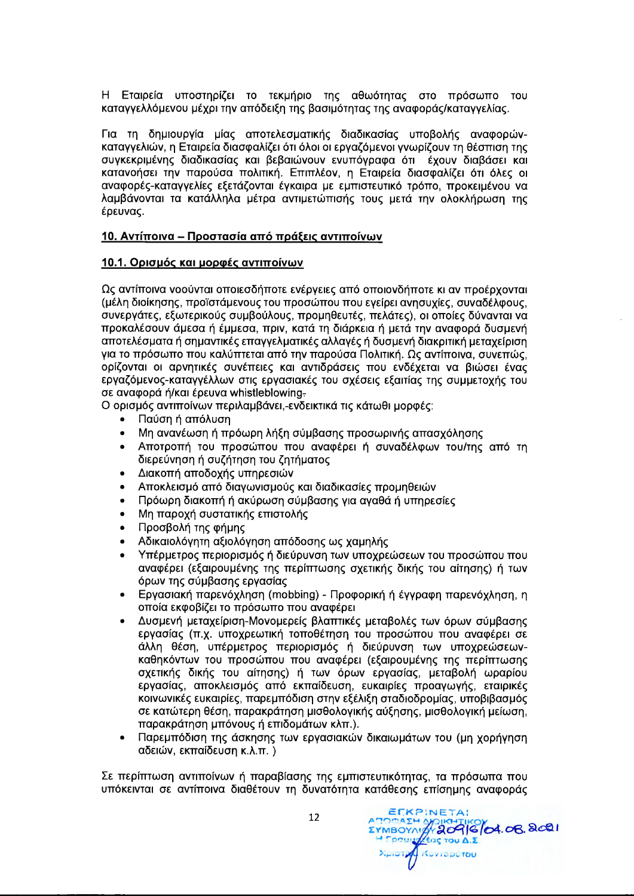Η Εταιρεία υποστηρίζει το τεκμήριο της αθωότητας στο πρόσωπο του καταγγελλόμενου μέχρι την απόδειξη της βασιμότητας της αναφοράς/καταγγελίας.

Για τη δημιουργία μίας αποτελεσματικής διαδικασίας υποβολής αναφορών-καταγγελιών, η Εταιρεία διασφαλίζει ότι όλοι οι εργαζόμενοι γνωρίζουν τη θέσπιση της συγκεκριμένης διαδικασίας και βεβαιώνουν ενυπόγραφα ότι έχουν διαβάσει και κατανοήσει την παρούσα πολιτική. Επιπλέον, η Εταιρεία διασφαλίζει ότι όλες οι αναφορές-καταγγελίες εξετάζονται έγκαιρα με εμπιστευτικό τρόπο, προκειμένου να λαμβάνονται τα κατάλληλα μέτρα αντιμετώπισής τους μετά την ολοκλήρωση της έρευνας.

## 10. Αντίποινα – Προστασία από πράξεις αντιποίνων

### 10.1. Ορισμός και μορφές αντιποίνων

Ως αντίποινα νοούνται οποιεσδήποτε ενέργειες από οποιονδήποτε κι αν προέρχονται (μέλη διοίκησης, προϊστάμενους του προσώπου που εγείρει ανησυχίες, συναδέλφους, συνεργάτες, εξωτερικούς συμβούλους, προμηθευτές, πελάτες), οι οποίες δύνανται να προκαλέσουν άμεσα ή έμμεσα, πριν, κατά τη διάρκεια ή μετά την αναφορά δυσμενή αποτελέσματα ή σημαντικές επαγγελματικές αλλαγές ή δυσμενή διακριτική μεταχείριση για το πρόσωπο που καλύπτεται από την παρούσα Πολιτική. Ως αντίποινα, συνεπώς, ορίζονται οι αρνητικές συνέπειες και αντιδράσεις που ενδέχεται να βιώσει ένας εργαζόμενος-καταγγέλλων στις εργασιακές του σχέσεις εξαιτίας της συμμετοχής του σε αναφορά ή/και έρευνα whistleblowing.

Ο ορισμός αντιποίνων περιλαμβάνει, ενδεικτικά τις κάτωθι μορφές:

- Παύση ή απόλυση
- Μη ανανέωση ή πρόωρη λήξη σύμβασης προσωρινής απασχόλησης
- Αποτροπή του προσώπου που αναφέρει ή συναδέλφων του/της από τη διερεύνηση ή συζήτηση του ζητήματος
- Διακοπή αποδοχής υπηρεσιών
- Αποκλεισμό από διαγωνισμούς και διαδικασίες προμηθειών
- Πρόωρη διακοπή ή ακύρωση σύμβασης για αγαθά ή υπηρεσίες
- Μη παροχή συστατικής επιστολής
- Προσβολή της φήμης
- Αδικαιολόγητη αξιολόγηση απόδοσης ως χαμηλής
- Υπέρμετρος περιορισμός ή διεύρυνση των υποχρεώσεων του προσώπου που αναφέρει (εξαιρουμένης της περίπτωσης σχετικής δικής του αίτησης) ή των όρων της σύμβασης εργασίας
- Εργασιακή παρενόχληση (mobbing) - Προφορική ή έγγραφη παρενόχληση, η οποία εκφοβίζει το πρόσωπο που αναφέρει
- Δυσμενή μεταχείριση-Μονομερείς βλαπτικές μεταβολές των όρων σύμβασης εργασίας (π.χ. υποχρεωτική τοποθέτηση του προσώπου που αναφέρει σε άλλη θέση, υπέρμετρος περιορισμός ή διεύρυνση των υποχρεώσεων-καθηκόντων του προσώπου που αναφέρει (εξαιρουμένης της περίπτωσης σχετικής δικής του αίτησης) ή των όρων εργασίας, μεταβολή ωραρίου εργασίας, αποκλεισμός από εκπαίδευση, ευκαιρίες προαγωγής, εταιρικές κοινωνικές ευκαιρίες, παρεμπόδιση στην εξέλιξη σταδιοδρομίας, υποβιβασμός σε κατώτερη θέση, παρακράτηση μισθολογικής αύξησης, μισθολογική μείωση, παρακράτηση μπόνους ή επιδομάτων κλπ.).
- Παρεμπόδιση της άσκησης των εργασιακών δικαιωμάτων του (μη χορήγηση αδειών, εκπαίδευση κ.λ.π. )

Σε περίπτωση αντιποίνων ή παραβίασης της εμπιστευτικότητας, τα πρόσωπα που υπόκεινται σε αντίποινα διαθέτουν τη δυνατότητα κατάθεσης επίσημης αναφοράς

ΕΓΚΡΙΝΕΤΑΙ
ΑΠΟΦΑΣΗ ΔΙΟΙΚΗΤΙΚΟΥ ΣΥΜΒΟΥΛΙΟΥ 209/6/04.08.2021
Η Γραμματέας του Δ.Σ.
Χριστίνα Κονταρέτου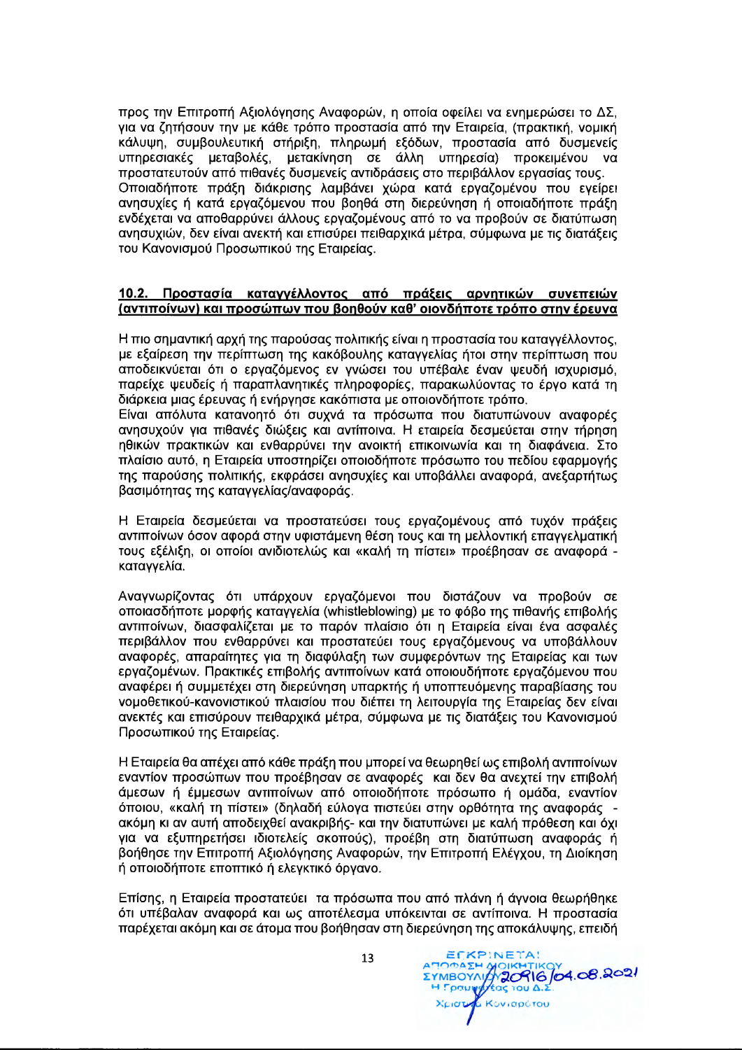προς την Επιτροπή Αξιολόγησης Αναφορών, η οποία οφείλει να ενημερώσει το ΔΣ, για να ζητήσουν την με κάθε τρόπο προστασία από την Εταιρεία, (πρακτική, νομική κάλυψη, συμβουλευτική στήριξη, πληρωμή εξόδων, προστασία από δυσμενείς υπηρεσιακές μεταβολές, μετακίνηση σε άλλη υπηρεσία) προκειμένου να προστατευτούν από πιθανές δυσμενείς αντιδράσεις στο περιβάλλον εργασίας τους. Οποιαδήποτε πράξη διάκρισης λαμβάνει χώρα κατά εργαζομένου που εγείρει ανησυχίες ή κατά εργαζόμενου που βοηθά στη διερεύνηση ή οποιαδήποτε πράξη ενδέχεται να αποθαρρύνει άλλους εργαζομένους από το να προβούν σε διατύπωση ανησυχιών, δεν είναι ανεκτή και επισύρει πειθαρχικά μέτρα, σύμφωνα με τις διατάξεις του Κανονισμού Προσωπικού της Εταιρείας.

## 10.2. Προστασία καταγγέλλοντος από πράξεις αρνητικών συνεπειών (αντιποίνων) και προσώπων που βοηθούν καθ' οιονδήποτε τρόπο στην έρευνα

Η πιο σημαντική αρχή της παρούσας πολιτικής είναι η προστασία του καταγγέλλοντος, με εξαίρεση την περίπτωση της κακόβουλης καταγγελίας ήτοι στην περίπτωση που αποδεικνύεται ότι ο εργαζόμενος εν γνώσει του υπέβαλε έναν ψευδή ισχυρισμό, παρείχε ψευδείς ή παραπλανητικές πληροφορίες, παρακωλύοντας το έργο κατά τη διάρκεια μιας έρευνας ή ενήργησε κακόπιστα με οποιονδήποτε τρόπο.
Είναι απόλυτα κατανοητό ότι συχνά τα πρόσωπα που διατυπώνουν αναφορές ανησυχούν για πιθανές διώξεις και αντίποινα. Η εταιρεία δεσμεύεται στην τήρηση ηθικών πρακτικών και ενθαρρύνει την ανοικτή επικοινωνία και τη διαφάνεια. Στο πλαίσιο αυτό, η Εταιρεία υποστηρίζει οποιοδήποτε πρόσωπο του πεδίου εφαρμογής της παρούσης πολιτικής, εκφράσει ανησυχίες και υποβάλλει αναφορά, ανεξαρτήτως βασιμότητας της καταγγελίας/αναφοράς.

Η Εταιρεία δεσμεύεται να προστατεύσει τους εργαζομένους από τυχόν πράξεις αντιποίνων όσον αφορά στην υφιστάμενη θέση τους και τη μελλοντική επαγγελματική τους εξέλιξη, οι οποίοι ανιδιοτελώς και «καλή τη πίστει» προέβησαν σε αναφορά - καταγγελία.

Αναγνωρίζοντας ότι υπάρχουν εργαζόμενοι που διστάζουν να προβούν σε οποιασδήποτε μορφής καταγγελία (whistleblowing) με το φόβο της πιθανής επιβολής αντιποίνων, διασφαλίζεται με το παρόν πλαίσιο ότι η Εταιρεία είναι ένα ασφαλές περιβάλλον που ενθαρρύνει και προστατεύει τους εργαζόμενους να υποβάλλουν αναφορές, απαραίτητες για τη διαφύλαξη των συμφερόντων της Εταιρείας και των εργαζομένων. Πρακτικές επιβολής αντιποίνων κατά οποιουδήποτε εργαζόμενου που αναφέρει ή συμμετέχει στη διερεύνηση υπαρκτής ή υποπτευόμενης παραβίασης του νομοθετικού-κανονιστικού πλαισίου που διέπει τη λειτουργία της Εταιρείας δεν είναι ανεκτές και επισύρουν πειθαρχικά μέτρα, σύμφωνα με τις διατάξεις του Κανονισμού Προσωπικού της Εταιρείας.

Η Εταιρεία θα απέχει από κάθε πράξη που μπορεί να θεωρηθεί ως επιβολή αντιποίνων εναντίον προσώπων που προέβησαν σε αναφορές και δεν θα ανεχτεί την επιβολή άμεσων ή έμμεσων αντιποίνων από οποιοδήποτε πρόσωπο ή ομάδα, εναντίον όποιου, «καλή τη πίστει» (δηλαδή εύλογα πιστεύει στην ορθότητα της αναφοράς - ακόμη κι αν αυτή αποδειχθεί ανακριβής- και την διατυπώνει με καλή πρόθεση και όχι για να εξυπηρετήσει ιδιοτελείς σκοπούς), προέβη στη διατύπωση αναφοράς ή βοήθησε την Επιτροπή Αξιολόγησης Αναφορών, την Επιτροπή Ελέγχου, τη Διοίκηση ή οποιοδήποτε εποπτικό ή ελεγκτικό όργανο.

Επίσης, η Εταιρεία προστατεύει τα πρόσωπα που από πλάνη ή άγνοια θεωρήθηκε ότι υπέβαλαν αναφορά και ως αποτέλεσμα υπόκεινται σε αντίποινα. Η προστασία παρέχεται ακόμη και σε άτομα που βοήθησαν στη διερεύνηση της αποκάλυψης, επειδή

ΕΓΚΡΙΝΕΤΑΙ
ΑΠΟΦΑΣΗ ΔΙΟΙΚΗΤΙΚΟΥ ΣΥΜΒΟΥΛΙΟΥ 20916/04.08.2021
Η Γραμματέας του Δ.Σ.
Χριστίνα Κονιαρότου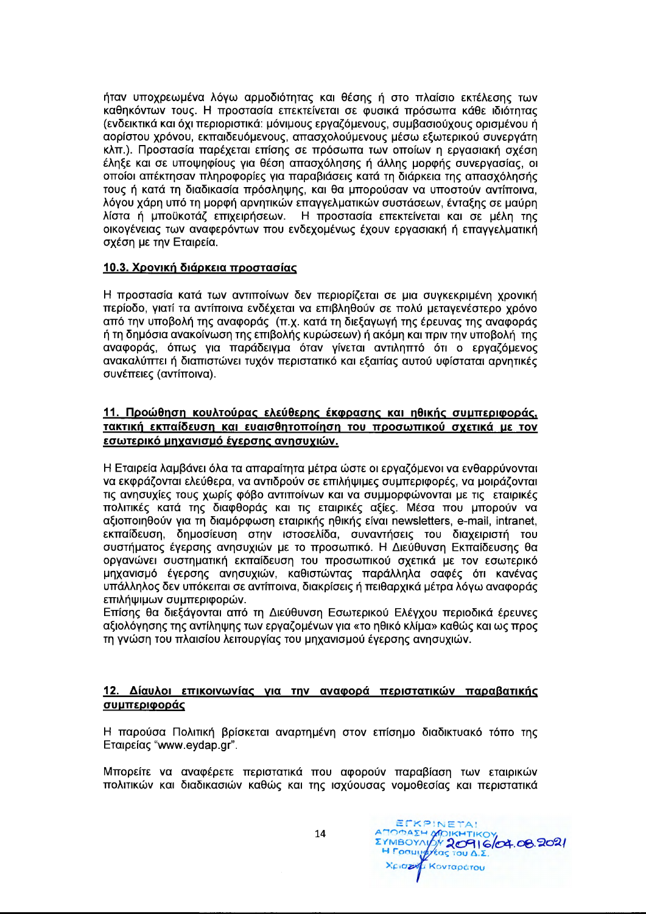ήταν υποχρεωμένα λόγω αρμοδιότητας και θέσης ή στο πλαίσιο εκτέλεσης των καθηκόντων τους. Η προστασία επεκτείνεται σε φυσικά πρόσωπα κάθε ιδιότητας (ενδεικτικά και όχι περιοριστικά: μόνιμους εργαζόμενους, συμβασιούχους ορισμένου ή αορίστου χρόνου, εκπαιδευόμενους, απασχολούμενους μέσω εξωτερικού συνεργάτη κλπ.). Προστασία παρέχεται επίσης σε πρόσωπα των οποίων η εργασιακή σχέση έληξε και σε υποψηφίους για θέση απασχόλησης ή άλλης μορφής συνεργασίας, οι οποίοι απέκτησαν πληροφορίες για παραβιάσεις κατά τη διάρκεια της απασχόλησής τους ή κατά τη διαδικασία πρόσληψης, και θα μπορούσαν να υποστούν αντίποινα, λόγου χάρη υπό τη μορφή αρνητικών επαγγελματικών συστάσεων, ένταξης σε μαύρη λίστα ή μποϋκοτάζ επιχειρήσεων. Η προστασία επεκτείνεται και σε μέλη της οικογένειας των αναφερόντων που ενδεχομένως έχουν εργασιακή ή επαγγελματική σχέση με την Εταιρεία.

### 10.3. Χρονική διάρκεια προστασίας

Η προστασία κατά των αντιποίνων δεν περιορίζεται σε μια συγκεκριμένη χρονική περίοδο, γιατί τα αντίποινα ενδέχεται να επιβληθούν σε πολύ μεταγενέστερο χρόνο από την υποβολή της αναφοράς (π.χ. κατά τη διεξαγωγή της έρευνας της αναφοράς ή τη δημόσια ανακοίνωση της επιβολής κυρώσεων) ή ακόμη και πριν την υποβολή της αναφοράς, όπως για παράδειγμα όταν γίνεται αντιληπτό ότι ο εργαζόμενος ανακαλύπτει ή διαπιστώνει τυχόν περιστατικό και εξαιτίας αυτού υφίσταται αρνητικές συνέπειες (αντίποινα).

## 11. Προώθηση κουλτούρας ελεύθερης έκφρασης και ηθικής συμπεριφοράς, τακτική εκπαίδευση και ευαισθητοποίηση του προσωπικού σχετικά με τον εσωτερικό μηχανισμό έγερσης ανησυχιών.

Η Εταιρεία λαμβάνει όλα τα απαραίτητα μέτρα ώστε οι εργαζόμενοι να ενθαρρύνονται να εκφράζονται ελεύθερα, να αντιδρούν σε επιλήψιμες συμπεριφορές, να μοιράζονται τις ανησυχίες τους χωρίς φόβο αντιποίνων και να συμμορφώνονται με τις εταιρικές πολιτικές κατά της διαφθοράς και τις εταιρικές αξίες. Μέσα που μπορούν να αξιοποιηθούν για τη διαμόρφωση εταιρικής ηθικής είναι newsletters, e-mail, intranet, εκπαίδευση, δημοσίευση στην ιστοσελίδα, συναντήσεις του διαχειριστή του συστήματος έγερσης ανησυχιών με το προσωπικό. Η Διεύθυνση Εκπαίδευσης θα οργανώνει συστηματική εκπαίδευση του προσωπικού σχετικά με τον εσωτερικό μηχανισμό έγερσης ανησυχιών, καθιστώντας παράλληλα σαφές ότι κανένας υπάλληλος δεν υπόκειται σε αντίποινα, διακρίσεις ή πειθαρχικά μέτρα λόγω αναφοράς επιλήψιμων συμπεριφορών.
Επίσης θα διεξάγονται από τη Διεύθυνση Εσωτερικού Ελέγχου περιοδικά έρευνες αξιολόγησης της αντίληψης των εργαζομένων για «το ηθικό κλίμα» καθώς και ως προς τη γνώση του πλαισίου λειτουργίας του μηχανισμού έγερσης ανησυχιών.

## 12. Δίαυλοι επικοινωνίας για την αναφορά περιστατικών παραβατικής συμπεριφοράς

Η παρούσα Πολιτική βρίσκεται αναρτημένη στον επίσημο διαδικτυακό τόπο της Εταιρείας "www.eydap.gr".

Μπορείτε να αναφέρετε περιστατικά που αφορούν παραβίαση των εταιρικών πολιτικών και διαδικασιών καθώς και της ισχύουσας νομοθεσίας και περιστατικά

ΕΓΚΡΙΝΕΤΑΙ
ΑΠΟΦΑΣΗ ΔΙΟΙΚΗΤΙΚΟΥ ΣΥΜΒΟΥΛΙΟΥ 20916/04.08.2021
Η Γραμματέας του Δ.Σ.
Χριστίνα Κονταράτου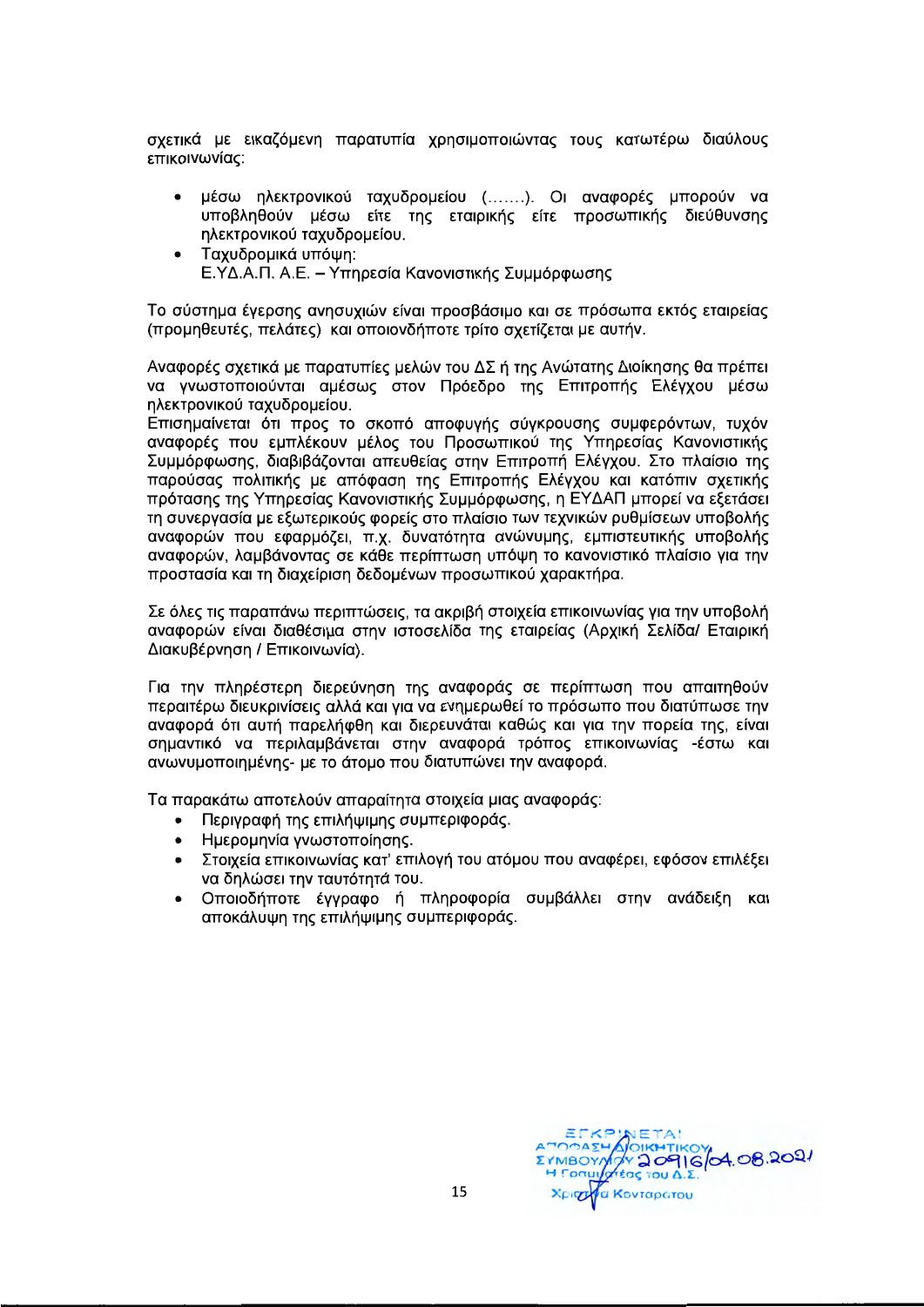σχετικά με εικαζόμενη παρατυπία χρησιμοποιώντας τους κατωτέρω διαύλους επικοινωνίας:

- μέσω ηλεκτρονικού ταχυδρομείου (.......). Οι αναφορές μπορούν να υποβληθούν μέσω είτε της εταιρικής είτε προσωπικής διεύθυνσης ηλεκτρονικού ταχυδρομείου.
- Ταχυδρομικά υπόψη:
  Ε.ΥΔ.Α.Π. Α.Ε. – Υπηρεσία Κανονιστικής Συμμόρφωσης

Το σύστημα έγερσης ανησυχιών είναι προσβάσιμο και σε πρόσωπα εκτός εταιρείας (προμηθευτές, πελάτες) και οποιονδήποτε τρίτο σχετίζεται με αυτήν.

Αναφορές σχετικά με παρατυπίες μελών του ΔΣ ή της Ανώτατης Διοίκησης θα πρέπει να γνωστοποιούνται αμέσως στον Πρόεδρο της Επιτροπής Ελέγχου μέσω ηλεκτρονικού ταχυδρομείου.
Επισημαίνεται ότι προς το σκοπό αποφυγής σύγκρουσης συμφερόντων, τυχόν αναφορές που εμπλέκουν μέλος του Προσωπικού της Υπηρεσίας Κανονιστικής Συμμόρφωσης, διαβιβάζονται απευθείας στην Επιτροπή Ελέγχου. Στο πλαίσιο της παρούσας πολιτικής με απόφαση της Επιτροπής Ελέγχου και κατόπιν σχετικής πρότασης της Υπηρεσίας Κανονιστικής Συμμόρφωσης, η ΕΥΔΑΠ μπορεί να εξετάσει τη συνεργασία με εξωτερικούς φορείς στο πλαίσιο των τεχνικών ρυθμίσεων υποβολής αναφορών που εφαρμόζει, π.χ. δυνατότητα ανώνυμης, εμπιστευτικής υποβολής αναφορών, λαμβάνοντας σε κάθε περίπτωση υπόψη το κανονιστικό πλαίσιο για την προστασία και τη διαχείριση δεδομένων προσωπικού χαρακτήρα.

Σε όλες τις παραπάνω περιπτώσεις, τα ακριβή στοιχεία επικοινωνίας για την υποβολή αναφορών είναι διαθέσιμα στην ιστοσελίδα της εταιρείας (Αρχική Σελίδα/ Εταιρική Διακυβέρνηση / Επικοινωνία).

Για την πληρέστερη διερεύνηση της αναφοράς σε περίπτωση που απαιτηθούν περαιτέρω διευκρινίσεις αλλά και για να ενημερωθεί το πρόσωπο που διατύπωσε την αναφορά ότι αυτή παρελήφθη και διερευνάται καθώς και για την πορεία της, είναι σημαντικό να περιλαμβάνεται στην αναφορά τρόπος επικοινωνίας -έστω και ανωνυμοποιημένης- με το άτομο που διατυπώνει την αναφορά.

Τα παρακάτω αποτελούν απαραίτητα στοιχεία μιας αναφοράς:

- Περιγραφή της επιλήψιμης συμπεριφοράς.
- Ημερομηνία γνωστοποίησης.
- Στοιχεία επικοινωνίας κατ' επιλογή του ατόμου που αναφέρει, εφόσον επιλέξει να δηλώσει την ταυτότητά του.
- Οποιοδήποτε έγγραφο ή πληροφορία συμβάλλει στην ανάδειξη και αποκάλυψη της επιλήψιμης συμπεριφοράς.

ΕΓΚΡΙΝΕΤΑΙ
ΑΠΟΦΑΣΗ ΔΙΟΙΚΗΤΙΚΟΥ ΣΥΜΒΟΥΛΙΟΥ 20916/04.08.2021
Η Γραμματέας του Δ.Σ.
Χριστίνα Κονταράτου